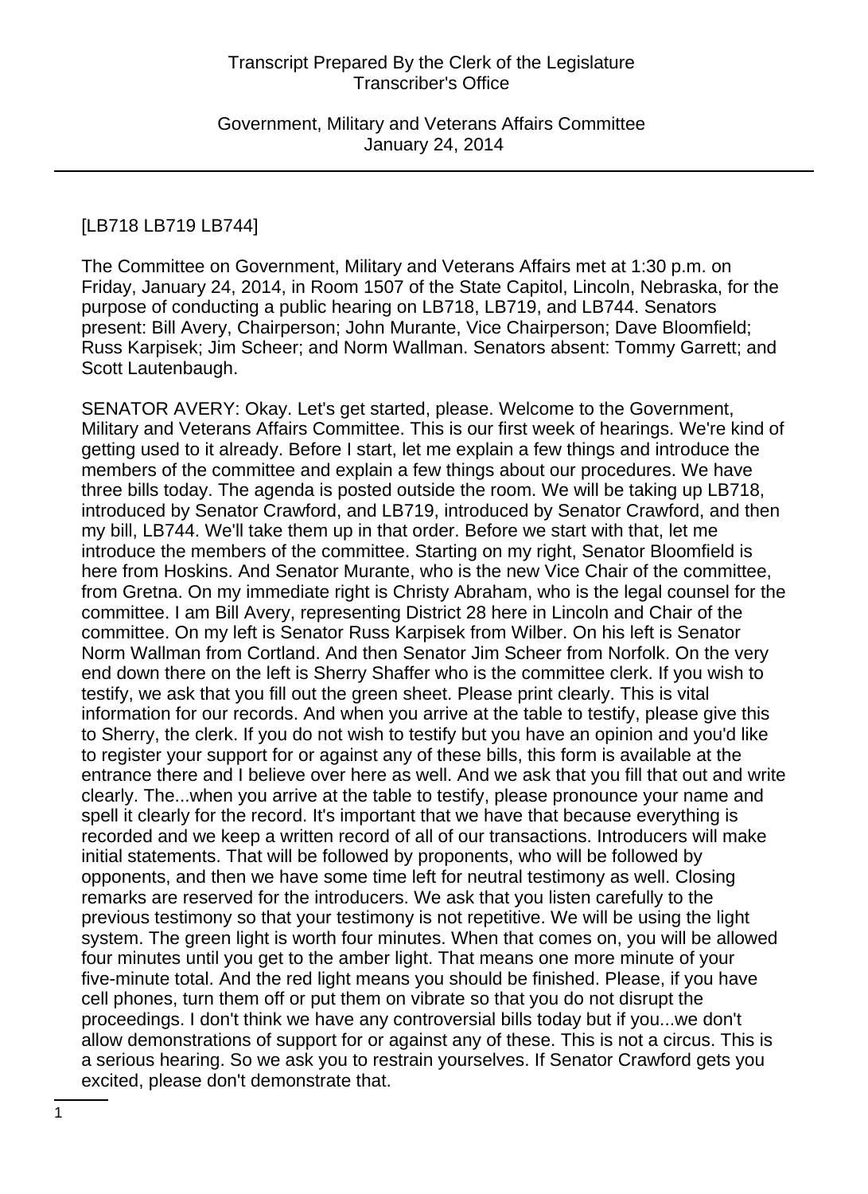[LB718 LB719 LB744]

The Committee on Government, Military and Veterans Affairs met at 1:30 p.m. on Friday, January 24, 2014, in Room 1507 of the State Capitol, Lincoln, Nebraska, for the purpose of conducting a public hearing on LB718, LB719, and LB744. Senators present: Bill Avery, Chairperson; John Murante, Vice Chairperson; Dave Bloomfield; Russ Karpisek; Jim Scheer; and Norm Wallman. Senators absent: Tommy Garrett; and Scott Lautenbaugh.

SENATOR AVERY: Okay. Let's get started, please. Welcome to the Government, Military and Veterans Affairs Committee. This is our first week of hearings. We're kind of getting used to it already. Before I start, let me explain a few things and introduce the members of the committee and explain a few things about our procedures. We have three bills today. The agenda is posted outside the room. We will be taking up LB718, introduced by Senator Crawford, and LB719, introduced by Senator Crawford, and then my bill, LB744. We'll take them up in that order. Before we start with that, let me introduce the members of the committee. Starting on my right, Senator Bloomfield is here from Hoskins. And Senator Murante, who is the new Vice Chair of the committee, from Gretna. On my immediate right is Christy Abraham, who is the legal counsel for the committee. I am Bill Avery, representing District 28 here in Lincoln and Chair of the committee. On my left is Senator Russ Karpisek from Wilber. On his left is Senator Norm Wallman from Cortland. And then Senator Jim Scheer from Norfolk. On the very end down there on the left is Sherry Shaffer who is the committee clerk. If you wish to testify, we ask that you fill out the green sheet. Please print clearly. This is vital information for our records. And when you arrive at the table to testify, please give this to Sherry, the clerk. If you do not wish to testify but you have an opinion and you'd like to register your support for or against any of these bills, this form is available at the entrance there and I believe over here as well. And we ask that you fill that out and write clearly. The...when you arrive at the table to testify, please pronounce your name and spell it clearly for the record. It's important that we have that because everything is recorded and we keep a written record of all of our transactions. Introducers will make initial statements. That will be followed by proponents, who will be followed by opponents, and then we have some time left for neutral testimony as well. Closing remarks are reserved for the introducers. We ask that you listen carefully to the previous testimony so that your testimony is not repetitive. We will be using the light system. The green light is worth four minutes. When that comes on, you will be allowed four minutes until you get to the amber light. That means one more minute of your five-minute total. And the red light means you should be finished. Please, if you have cell phones, turn them off or put them on vibrate so that you do not disrupt the proceedings. I don't think we have any controversial bills today but if you...we don't allow demonstrations of support for or against any of these. This is not a circus. This is a serious hearing. So we ask you to restrain yourselves. If Senator Crawford gets you excited, please don't demonstrate that.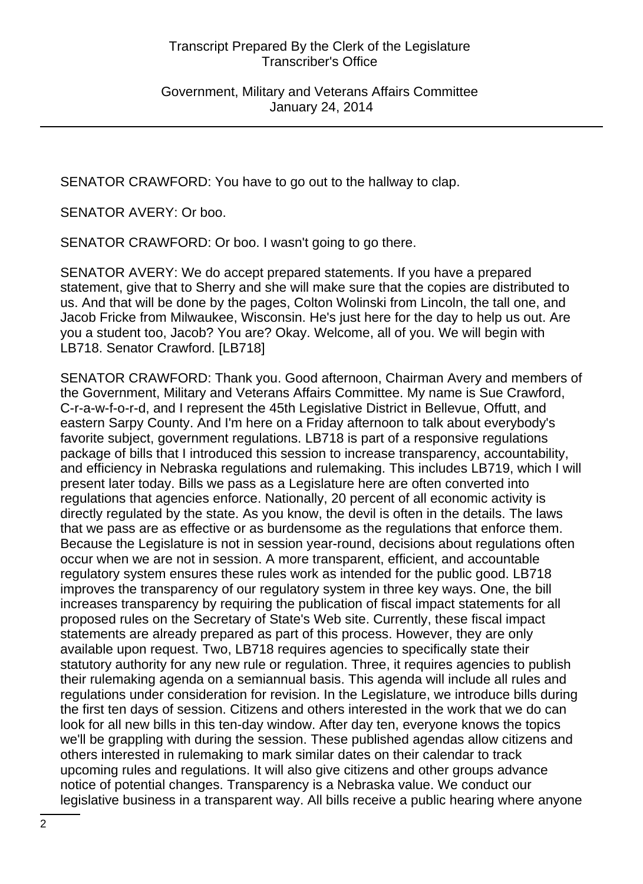SENATOR CRAWFORD: You have to go out to the hallway to clap.

SENATOR AVERY: Or boo.

SENATOR CRAWFORD: Or boo. I wasn't going to go there.

SENATOR AVERY: We do accept prepared statements. If you have a prepared statement, give that to Sherry and she will make sure that the copies are distributed to us. And that will be done by the pages, Colton Wolinski from Lincoln, the tall one, and Jacob Fricke from Milwaukee, Wisconsin. He's just here for the day to help us out. Are you a student too, Jacob? You are? Okay. Welcome, all of you. We will begin with LB718. Senator Crawford. [LB718]

SENATOR CRAWFORD: Thank you. Good afternoon, Chairman Avery and members of the Government, Military and Veterans Affairs Committee. My name is Sue Crawford, C-r-a-w-f-o-r-d, and I represent the 45th Legislative District in Bellevue, Offutt, and eastern Sarpy County. And I'm here on a Friday afternoon to talk about everybody's favorite subject, government regulations. LB718 is part of a responsive regulations package of bills that I introduced this session to increase transparency, accountability, and efficiency in Nebraska regulations and rulemaking. This includes LB719, which I will present later today. Bills we pass as a Legislature here are often converted into regulations that agencies enforce. Nationally, 20 percent of all economic activity is directly regulated by the state. As you know, the devil is often in the details. The laws that we pass are as effective or as burdensome as the regulations that enforce them. Because the Legislature is not in session year-round, decisions about regulations often occur when we are not in session. A more transparent, efficient, and accountable regulatory system ensures these rules work as intended for the public good. LB718 improves the transparency of our regulatory system in three key ways. One, the bill increases transparency by requiring the publication of fiscal impact statements for all proposed rules on the Secretary of State's Web site. Currently, these fiscal impact statements are already prepared as part of this process. However, they are only available upon request. Two, LB718 requires agencies to specifically state their statutory authority for any new rule or regulation. Three, it requires agencies to publish their rulemaking agenda on a semiannual basis. This agenda will include all rules and regulations under consideration for revision. In the Legislature, we introduce bills during the first ten days of session. Citizens and others interested in the work that we do can look for all new bills in this ten-day window. After day ten, everyone knows the topics we'll be grappling with during the session. These published agendas allow citizens and others interested in rulemaking to mark similar dates on their calendar to track upcoming rules and regulations. It will also give citizens and other groups advance notice of potential changes. Transparency is a Nebraska value. We conduct our legislative business in a transparent way. All bills receive a public hearing where anyone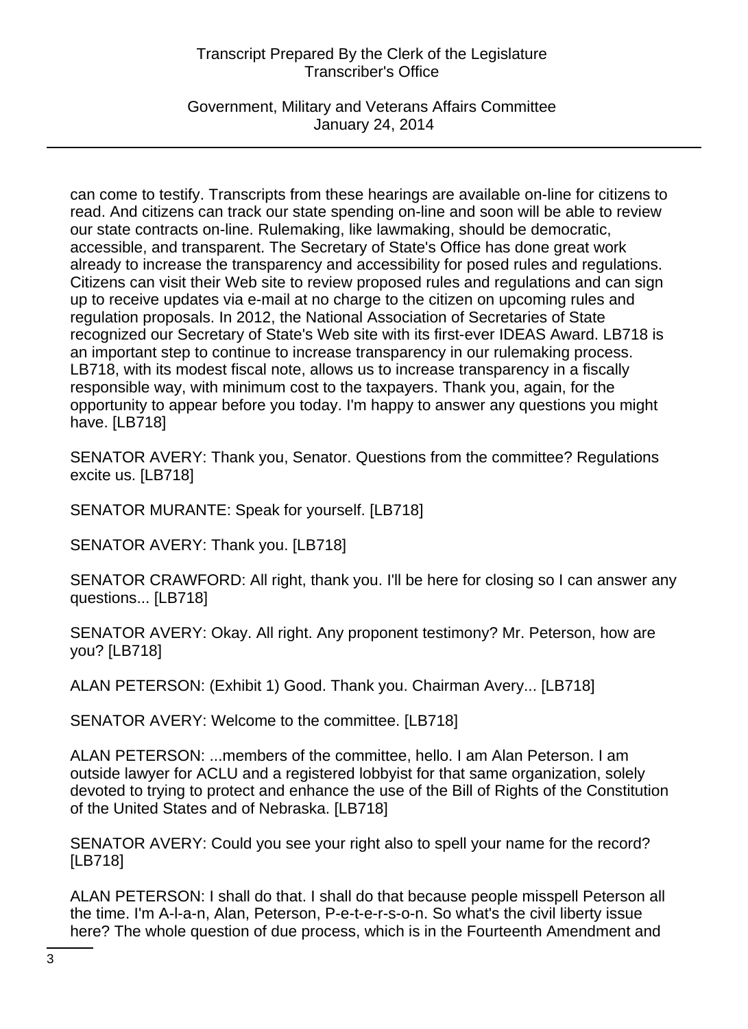can come to testify. Transcripts from these hearings are available on-line for citizens to read. And citizens can track our state spending on-line and soon will be able to review our state contracts on-line. Rulemaking, like lawmaking, should be democratic, accessible, and transparent. The Secretary of State's Office has done great work already to increase the transparency and accessibility for posed rules and regulations. Citizens can visit their Web site to review proposed rules and regulations and can sign up to receive updates via e-mail at no charge to the citizen on upcoming rules and regulation proposals. In 2012, the National Association of Secretaries of State recognized our Secretary of State's Web site with its first-ever IDEAS Award. LB718 is an important step to continue to increase transparency in our rulemaking process. LB718, with its modest fiscal note, allows us to increase transparency in a fiscally responsible way, with minimum cost to the taxpayers. Thank you, again, for the opportunity to appear before you today. I'm happy to answer any questions you might have. [LB718]

SENATOR AVERY: Thank you, Senator. Questions from the committee? Regulations excite us. [LB718]

SENATOR MURANTE: Speak for yourself. [LB718]

SENATOR AVERY: Thank you. [LB718]

SENATOR CRAWFORD: All right, thank you. I'll be here for closing so I can answer any questions... [LB718]

SENATOR AVERY: Okay. All right. Any proponent testimony? Mr. Peterson, how are you? [LB718]

ALAN PETERSON: (Exhibit 1) Good. Thank you. Chairman Avery... [LB718]

SENATOR AVERY: Welcome to the committee. [LB718]

ALAN PETERSON: ...members of the committee, hello. I am Alan Peterson. I am outside lawyer for ACLU and a registered lobbyist for that same organization, solely devoted to trying to protect and enhance the use of the Bill of Rights of the Constitution of the United States and of Nebraska. [LB718]

SENATOR AVERY: Could you see your right also to spell your name for the record? [LB718]

ALAN PETERSON: I shall do that. I shall do that because people misspell Peterson all the time. I'm A-l-a-n, Alan, Peterson, P-e-t-e-r-s-o-n. So what's the civil liberty issue here? The whole question of due process, which is in the Fourteenth Amendment and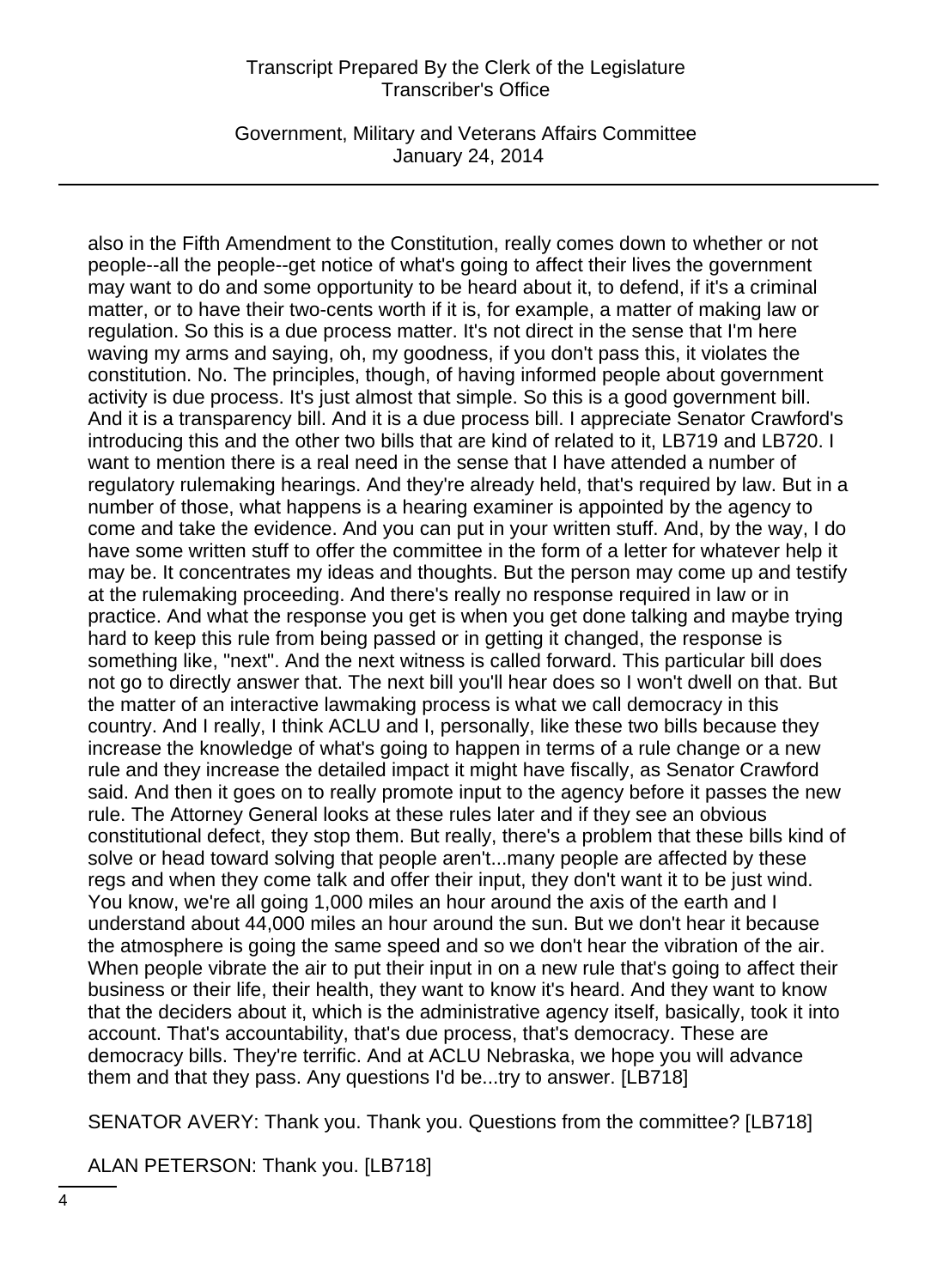also in the Fifth Amendment to the Constitution, really comes down to whether or not people--all the people--get notice of what's going to affect their lives the government may want to do and some opportunity to be heard about it, to defend, if it's a criminal matter, or to have their two-cents worth if it is, for example, a matter of making law or regulation. So this is a due process matter. It's not direct in the sense that I'm here waving my arms and saying, oh, my goodness, if you don't pass this, it violates the constitution. No. The principles, though, of having informed people about government activity is due process. It's just almost that simple. So this is a good government bill. And it is a transparency bill. And it is a due process bill. I appreciate Senator Crawford's introducing this and the other two bills that are kind of related to it, LB719 and LB720. I want to mention there is a real need in the sense that I have attended a number of regulatory rulemaking hearings. And they're already held, that's required by law. But in a number of those, what happens is a hearing examiner is appointed by the agency to come and take the evidence. And you can put in your written stuff. And, by the way, I do have some written stuff to offer the committee in the form of a letter for whatever help it may be. It concentrates my ideas and thoughts. But the person may come up and testify at the rulemaking proceeding. And there's really no response required in law or in practice. And what the response you get is when you get done talking and maybe trying hard to keep this rule from being passed or in getting it changed, the response is something like, "next". And the next witness is called forward. This particular bill does not go to directly answer that. The next bill you'll hear does so I won't dwell on that. But the matter of an interactive lawmaking process is what we call democracy in this country. And I really, I think ACLU and I, personally, like these two bills because they increase the knowledge of what's going to happen in terms of a rule change or a new rule and they increase the detailed impact it might have fiscally, as Senator Crawford said. And then it goes on to really promote input to the agency before it passes the new rule. The Attorney General looks at these rules later and if they see an obvious constitutional defect, they stop them. But really, there's a problem that these bills kind of solve or head toward solving that people aren't...many people are affected by these regs and when they come talk and offer their input, they don't want it to be just wind. You know, we're all going 1,000 miles an hour around the axis of the earth and I understand about 44,000 miles an hour around the sun. But we don't hear it because the atmosphere is going the same speed and so we don't hear the vibration of the air. When people vibrate the air to put their input in on a new rule that's going to affect their business or their life, their health, they want to know it's heard. And they want to know that the deciders about it, which is the administrative agency itself, basically, took it into account. That's accountability, that's due process, that's democracy. These are democracy bills. They're terrific. And at ACLU Nebraska, we hope you will advance them and that they pass. Any questions I'd be...try to answer. [LB718]

SENATOR AVERY: Thank you. Thank you. Questions from the committee? [LB718]

ALAN PETERSON: Thank you. [LB718]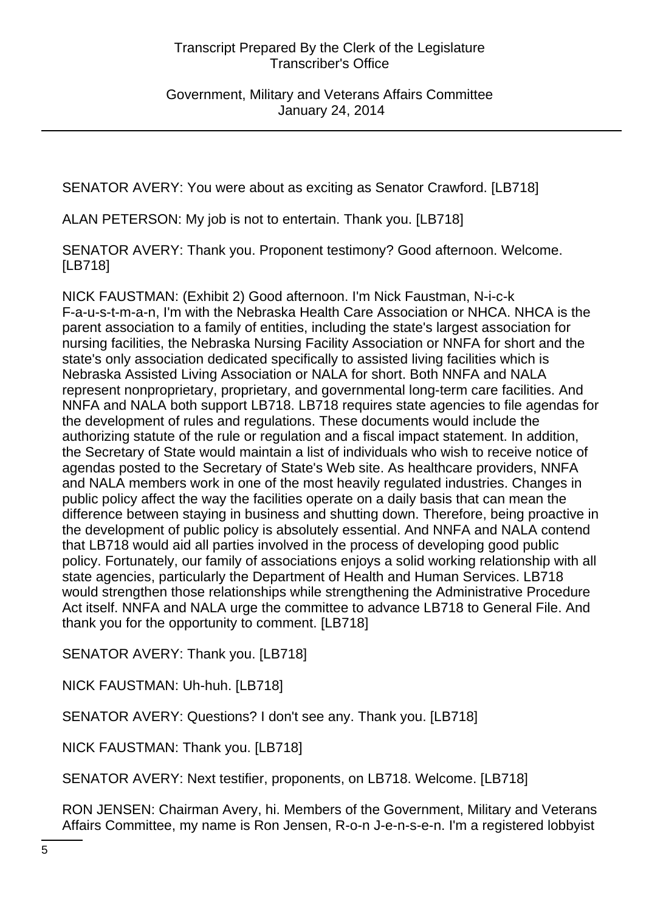SENATOR AVERY: You were about as exciting as Senator Crawford. [LB718]

ALAN PETERSON: My job is not to entertain. Thank you. [LB718]

SENATOR AVERY: Thank you. Proponent testimony? Good afternoon. Welcome. [LB718]

NICK FAUSTMAN: (Exhibit 2) Good afternoon. I'm Nick Faustman, N-i-c-k F-a-u-s-t-m-a-n, I'm with the Nebraska Health Care Association or NHCA. NHCA is the parent association to a family of entities, including the state's largest association for nursing facilities, the Nebraska Nursing Facility Association or NNFA for short and the state's only association dedicated specifically to assisted living facilities which is Nebraska Assisted Living Association or NALA for short. Both NNFA and NALA represent nonproprietary, proprietary, and governmental long-term care facilities. And NNFA and NALA both support LB718. LB718 requires state agencies to file agendas for the development of rules and regulations. These documents would include the authorizing statute of the rule or regulation and a fiscal impact statement. In addition, the Secretary of State would maintain a list of individuals who wish to receive notice of agendas posted to the Secretary of State's Web site. As healthcare providers, NNFA and NALA members work in one of the most heavily regulated industries. Changes in public policy affect the way the facilities operate on a daily basis that can mean the difference between staying in business and shutting down. Therefore, being proactive in the development of public policy is absolutely essential. And NNFA and NALA contend that LB718 would aid all parties involved in the process of developing good public policy. Fortunately, our family of associations enjoys a solid working relationship with all state agencies, particularly the Department of Health and Human Services. LB718 would strengthen those relationships while strengthening the Administrative Procedure Act itself. NNFA and NALA urge the committee to advance LB718 to General File. And thank you for the opportunity to comment. [LB718]

SENATOR AVERY: Thank you. [LB718]

NICK FAUSTMAN: Uh-huh. [LB718]

SENATOR AVERY: Questions? I don't see any. Thank you. [LB718]

NICK FAUSTMAN: Thank you. [LB718]

SENATOR AVERY: Next testifier, proponents, on LB718. Welcome. [LB718]

RON JENSEN: Chairman Avery, hi. Members of the Government, Military and Veterans Affairs Committee, my name is Ron Jensen, R-o-n J-e-n-s-e-n. I'm a registered lobbyist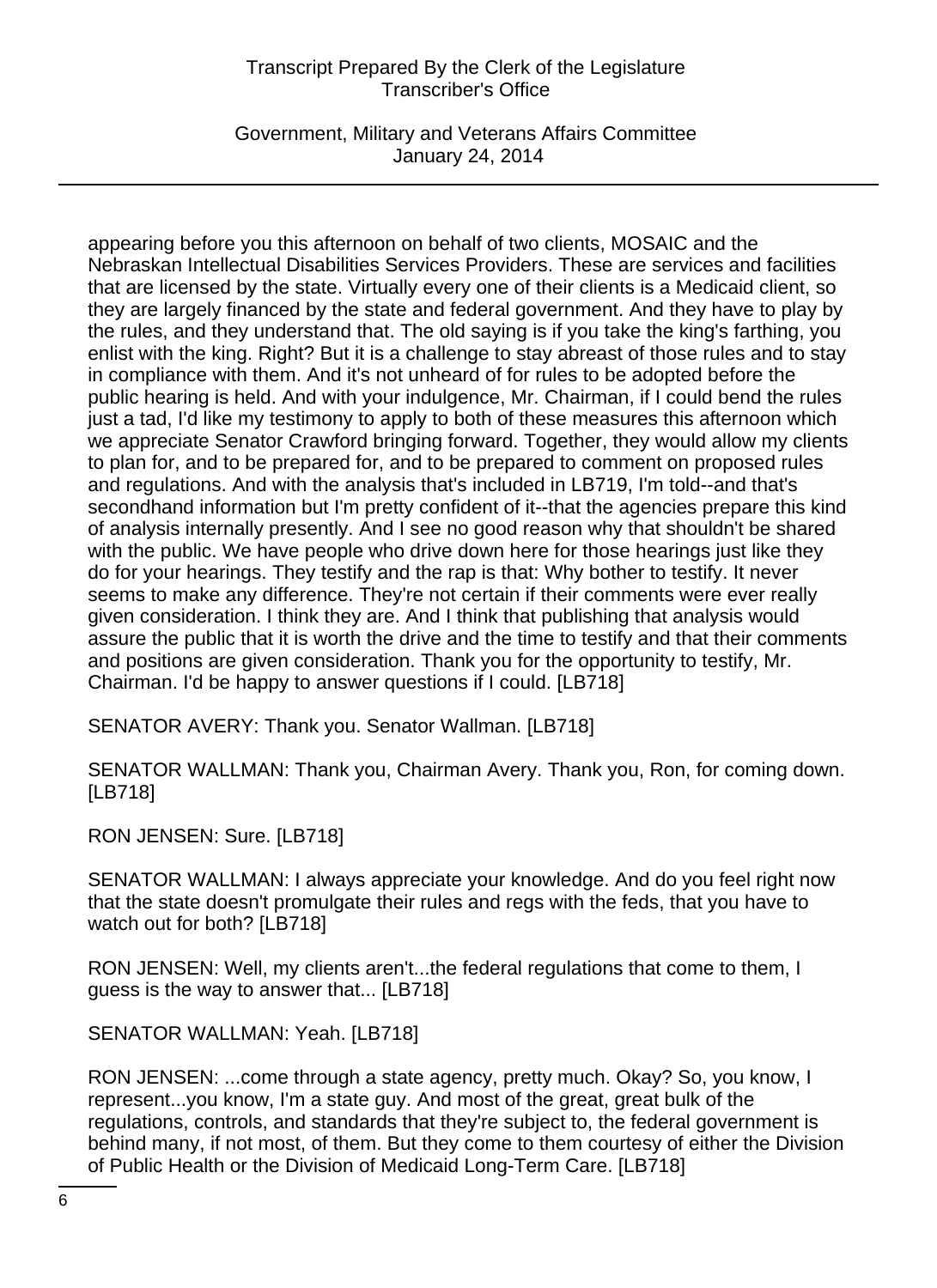appearing before you this afternoon on behalf of two clients, MOSAIC and the Nebraskan Intellectual Disabilities Services Providers. These are services and facilities that are licensed by the state. Virtually every one of their clients is a Medicaid client, so they are largely financed by the state and federal government. And they have to play by the rules, and they understand that. The old saying is if you take the king's farthing, you enlist with the king. Right? But it is a challenge to stay abreast of those rules and to stay in compliance with them. And it's not unheard of for rules to be adopted before the public hearing is held. And with your indulgence, Mr. Chairman, if I could bend the rules just a tad, I'd like my testimony to apply to both of these measures this afternoon which we appreciate Senator Crawford bringing forward. Together, they would allow my clients to plan for, and to be prepared for, and to be prepared to comment on proposed rules and regulations. And with the analysis that's included in LB719, I'm told--and that's secondhand information but I'm pretty confident of it--that the agencies prepare this kind of analysis internally presently. And I see no good reason why that shouldn't be shared with the public. We have people who drive down here for those hearings just like they do for your hearings. They testify and the rap is that: Why bother to testify. It never seems to make any difference. They're not certain if their comments were ever really given consideration. I think they are. And I think that publishing that analysis would assure the public that it is worth the drive and the time to testify and that their comments and positions are given consideration. Thank you for the opportunity to testify, Mr. Chairman. I'd be happy to answer questions if I could. [LB718]

SENATOR AVERY: Thank you. Senator Wallman. [LB718]

SENATOR WALLMAN: Thank you, Chairman Avery. Thank you, Ron, for coming down. [LB718]

RON JENSEN: Sure. [LB718]

SENATOR WALLMAN: I always appreciate your knowledge. And do you feel right now that the state doesn't promulgate their rules and regs with the feds, that you have to watch out for both? [LB718]

RON JENSEN: Well, my clients aren't...the federal regulations that come to them, I guess is the way to answer that... [LB718]

SENATOR WALLMAN: Yeah. [LB718]

RON JENSEN: ...come through a state agency, pretty much. Okay? So, you know, I represent...you know, I'm a state guy. And most of the great, great bulk of the regulations, controls, and standards that they're subject to, the federal government is behind many, if not most, of them. But they come to them courtesy of either the Division of Public Health or the Division of Medicaid Long-Term Care. [LB718]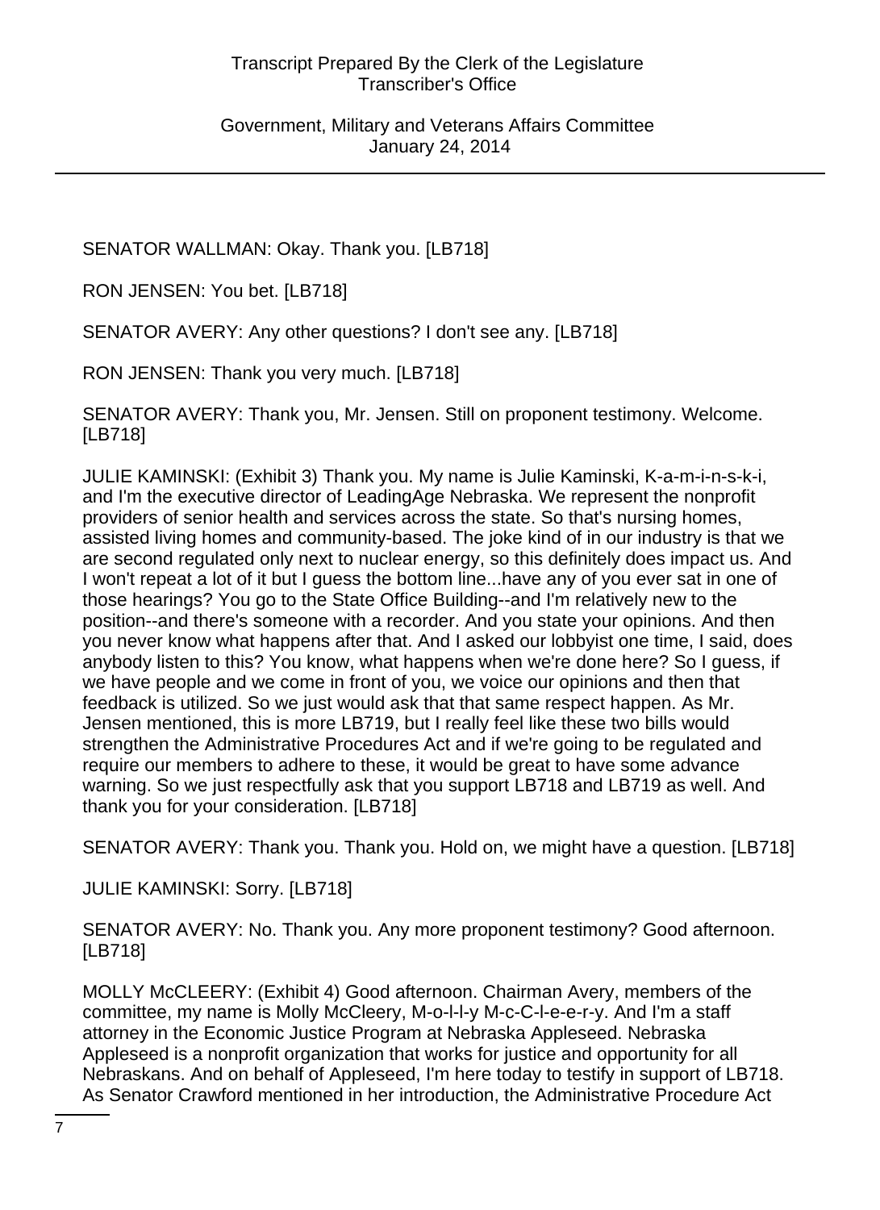SENATOR WALLMAN: Okay. Thank you. [LB718]

RON JENSEN: You bet. [LB718]

SENATOR AVERY: Any other questions? I don't see any. [LB718]

RON JENSEN: Thank you very much. [LB718]

SENATOR AVERY: Thank you, Mr. Jensen. Still on proponent testimony. Welcome. [LB718]

JULIE KAMINSKI: (Exhibit 3) Thank you. My name is Julie Kaminski, K-a-m-i-n-s-k-i, and I'm the executive director of LeadingAge Nebraska. We represent the nonprofit providers of senior health and services across the state. So that's nursing homes, assisted living homes and community-based. The joke kind of in our industry is that we are second regulated only next to nuclear energy, so this definitely does impact us. And I won't repeat a lot of it but I guess the bottom line...have any of you ever sat in one of those hearings? You go to the State Office Building--and I'm relatively new to the position--and there's someone with a recorder. And you state your opinions. And then you never know what happens after that. And I asked our lobbyist one time, I said, does anybody listen to this? You know, what happens when we're done here? So I guess, if we have people and we come in front of you, we voice our opinions and then that feedback is utilized. So we just would ask that that same respect happen. As Mr. Jensen mentioned, this is more LB719, but I really feel like these two bills would strengthen the Administrative Procedures Act and if we're going to be regulated and require our members to adhere to these, it would be great to have some advance warning. So we just respectfully ask that you support LB718 and LB719 as well. And thank you for your consideration. [LB718]

SENATOR AVERY: Thank you. Thank you. Hold on, we might have a question. [LB718]

JULIE KAMINSKI: Sorry. [LB718]

SENATOR AVERY: No. Thank you. Any more proponent testimony? Good afternoon. [LB718]

MOLLY McCLEERY: (Exhibit 4) Good afternoon. Chairman Avery, members of the committee, my name is Molly McCleery, M-o-l-l-y M-c-C-l-e-e-r-y. And I'm a staff attorney in the Economic Justice Program at Nebraska Appleseed. Nebraska Appleseed is a nonprofit organization that works for justice and opportunity for all Nebraskans. And on behalf of Appleseed, I'm here today to testify in support of LB718. As Senator Crawford mentioned in her introduction, the Administrative Procedure Act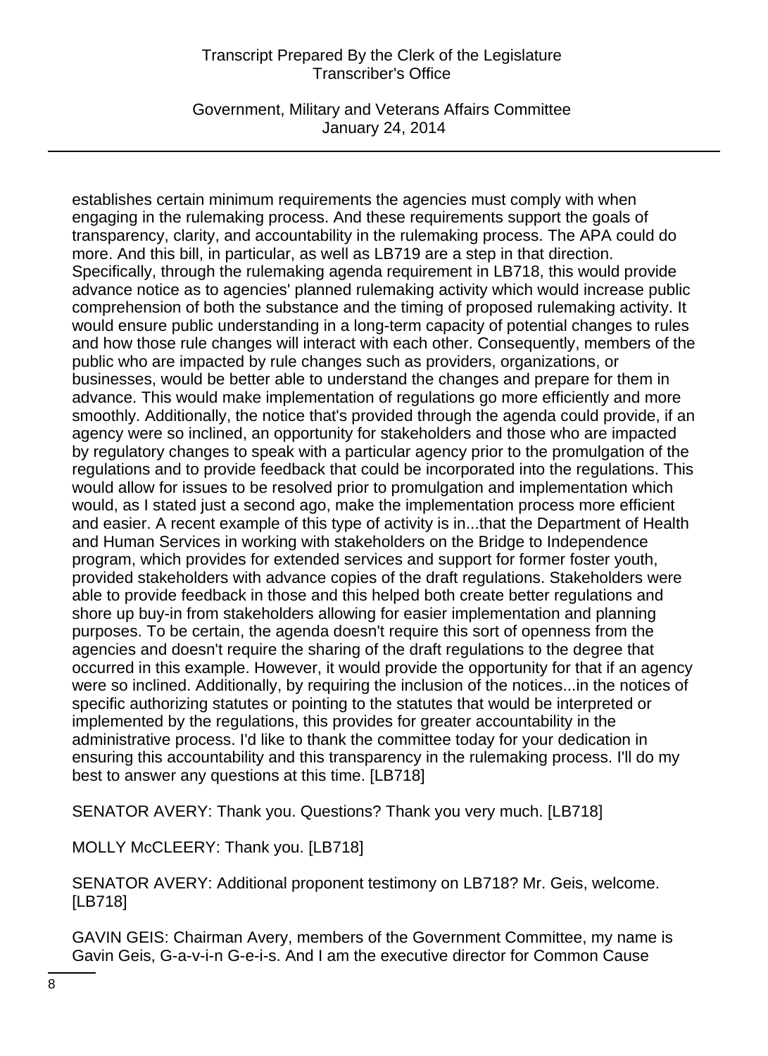establishes certain minimum requirements the agencies must comply with when engaging in the rulemaking process. And these requirements support the goals of transparency, clarity, and accountability in the rulemaking process. The APA could do more. And this bill, in particular, as well as LB719 are a step in that direction. Specifically, through the rulemaking agenda requirement in LB718, this would provide advance notice as to agencies' planned rulemaking activity which would increase public comprehension of both the substance and the timing of proposed rulemaking activity. It would ensure public understanding in a long-term capacity of potential changes to rules and how those rule changes will interact with each other. Consequently, members of the public who are impacted by rule changes such as providers, organizations, or businesses, would be better able to understand the changes and prepare for them in advance. This would make implementation of regulations go more efficiently and more smoothly. Additionally, the notice that's provided through the agenda could provide, if an agency were so inclined, an opportunity for stakeholders and those who are impacted by regulatory changes to speak with a particular agency prior to the promulgation of the regulations and to provide feedback that could be incorporated into the regulations. This would allow for issues to be resolved prior to promulgation and implementation which would, as I stated just a second ago, make the implementation process more efficient and easier. A recent example of this type of activity is in...that the Department of Health and Human Services in working with stakeholders on the Bridge to Independence program, which provides for extended services and support for former foster youth, provided stakeholders with advance copies of the draft regulations. Stakeholders were able to provide feedback in those and this helped both create better regulations and shore up buy-in from stakeholders allowing for easier implementation and planning purposes. To be certain, the agenda doesn't require this sort of openness from the agencies and doesn't require the sharing of the draft regulations to the degree that occurred in this example. However, it would provide the opportunity for that if an agency were so inclined. Additionally, by requiring the inclusion of the notices...in the notices of specific authorizing statutes or pointing to the statutes that would be interpreted or implemented by the regulations, this provides for greater accountability in the administrative process. I'd like to thank the committee today for your dedication in ensuring this accountability and this transparency in the rulemaking process. I'll do my best to answer any questions at this time. [LB718]

SENATOR AVERY: Thank you. Questions? Thank you very much. [LB718]

MOLLY McCLEERY: Thank you. [LB718]

SENATOR AVERY: Additional proponent testimony on LB718? Mr. Geis, welcome. [LB718]

GAVIN GEIS: Chairman Avery, members of the Government Committee, my name is Gavin Geis, G-a-v-i-n G-e-i-s. And I am the executive director for Common Cause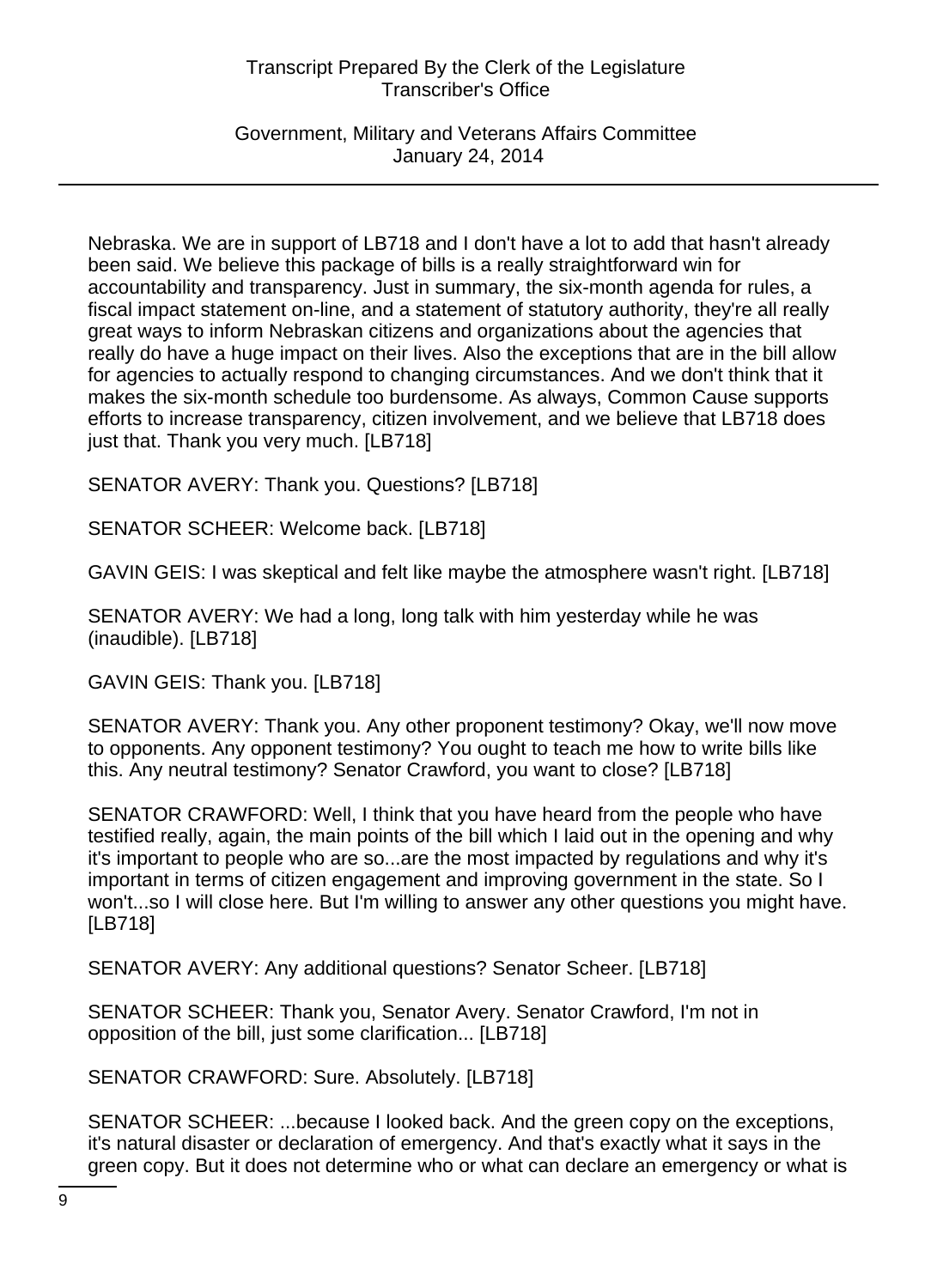Nebraska. We are in support of LB718 and I don't have a lot to add that hasn't already been said. We believe this package of bills is a really straightforward win for accountability and transparency. Just in summary, the six-month agenda for rules, a fiscal impact statement on-line, and a statement of statutory authority, they're all really great ways to inform Nebraskan citizens and organizations about the agencies that really do have a huge impact on their lives. Also the exceptions that are in the bill allow for agencies to actually respond to changing circumstances. And we don't think that it makes the six-month schedule too burdensome. As always, Common Cause supports efforts to increase transparency, citizen involvement, and we believe that LB718 does just that. Thank you very much. [LB718]

SENATOR AVERY: Thank you. Questions? [LB718]

SENATOR SCHEER: Welcome back. [LB718]

GAVIN GEIS: I was skeptical and felt like maybe the atmosphere wasn't right. [LB718]

SENATOR AVERY: We had a long, long talk with him yesterday while he was (inaudible). [LB718]

GAVIN GEIS: Thank you. [LB718]

SENATOR AVERY: Thank you. Any other proponent testimony? Okay, we'll now move to opponents. Any opponent testimony? You ought to teach me how to write bills like this. Any neutral testimony? Senator Crawford, you want to close? [LB718]

SENATOR CRAWFORD: Well, I think that you have heard from the people who have testified really, again, the main points of the bill which I laid out in the opening and why it's important to people who are so...are the most impacted by regulations and why it's important in terms of citizen engagement and improving government in the state. So I won't...so I will close here. But I'm willing to answer any other questions you might have. [LB718]

SENATOR AVERY: Any additional questions? Senator Scheer. [LB718]

SENATOR SCHEER: Thank you, Senator Avery. Senator Crawford, I'm not in opposition of the bill, just some clarification... [LB718]

SENATOR CRAWFORD: Sure. Absolutely. [LB718]

SENATOR SCHEER: ...because I looked back. And the green copy on the exceptions, it's natural disaster or declaration of emergency. And that's exactly what it says in the green copy. But it does not determine who or what can declare an emergency or what is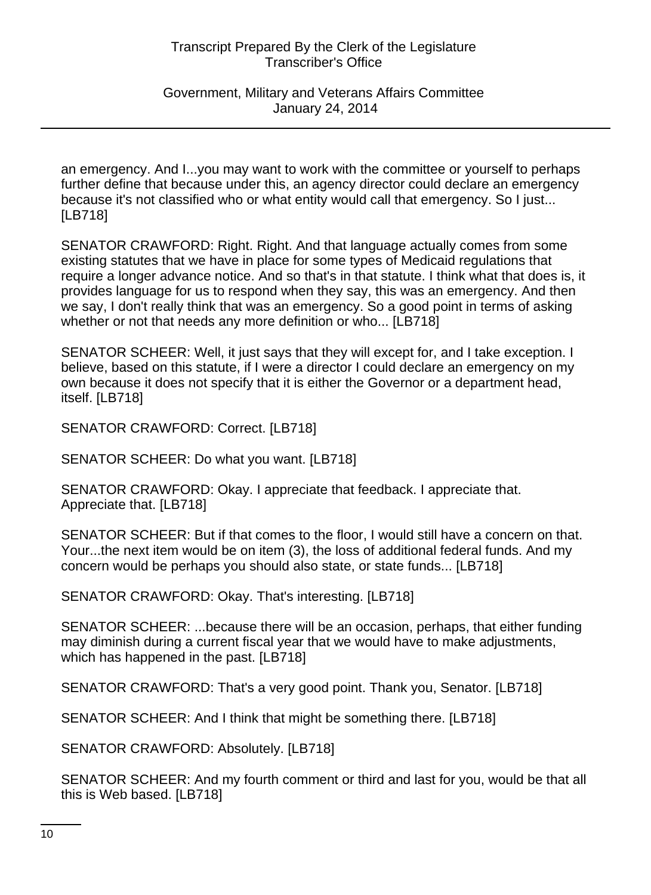an emergency. And I...you may want to work with the committee or yourself to perhaps further define that because under this, an agency director could declare an emergency because it's not classified who or what entity would call that emergency. So I just... [LB718]

SENATOR CRAWFORD: Right. Right. And that language actually comes from some existing statutes that we have in place for some types of Medicaid regulations that require a longer advance notice. And so that's in that statute. I think what that does is, it provides language for us to respond when they say, this was an emergency. And then we say, I don't really think that was an emergency. So a good point in terms of asking whether or not that needs any more definition or who... [LB718]

SENATOR SCHEER: Well, it just says that they will except for, and I take exception. I believe, based on this statute, if I were a director I could declare an emergency on my own because it does not specify that it is either the Governor or a department head, itself. [LB718]

SENATOR CRAWFORD: Correct. [LB718]

SENATOR SCHEER: Do what you want. [LB718]

SENATOR CRAWFORD: Okay. I appreciate that feedback. I appreciate that. Appreciate that. [LB718]

SENATOR SCHEER: But if that comes to the floor, I would still have a concern on that. Your...the next item would be on item (3), the loss of additional federal funds. And my concern would be perhaps you should also state, or state funds... [LB718]

SENATOR CRAWFORD: Okay. That's interesting. [LB718]

SENATOR SCHEER: ...because there will be an occasion, perhaps, that either funding may diminish during a current fiscal year that we would have to make adjustments, which has happened in the past. [LB718]

SENATOR CRAWFORD: That's a very good point. Thank you, Senator. [LB718]

SENATOR SCHEER: And I think that might be something there. [LB718]

SENATOR CRAWFORD: Absolutely. [LB718]

SENATOR SCHEER: And my fourth comment or third and last for you, would be that all this is Web based. [LB718]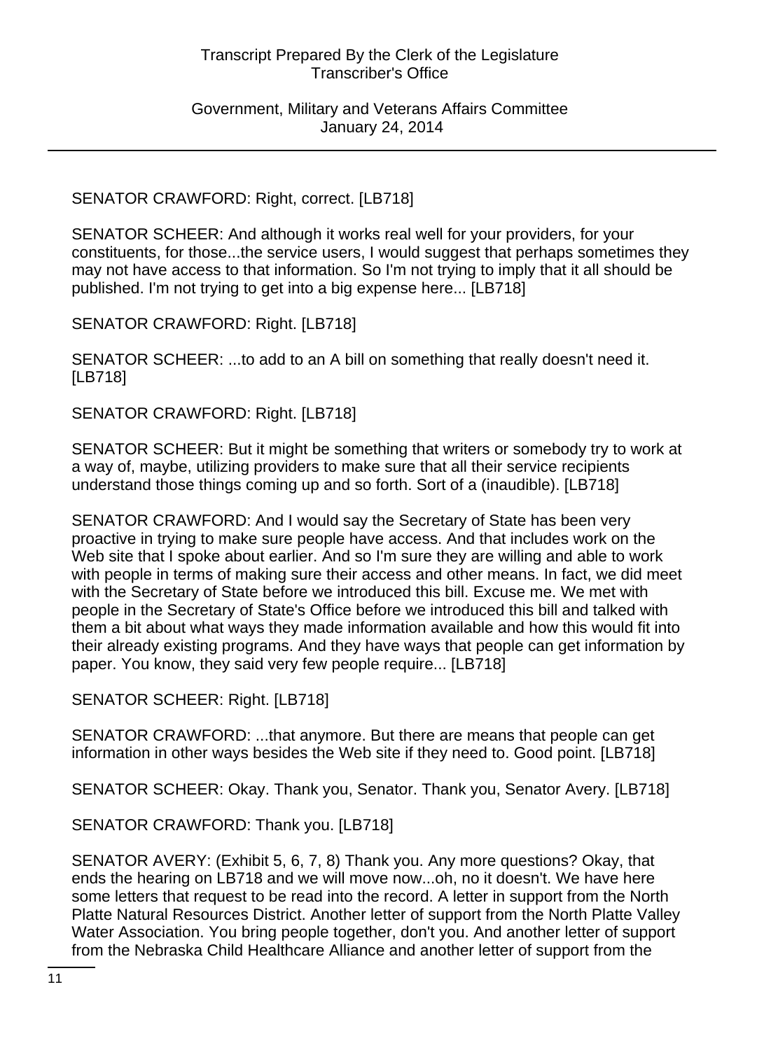SENATOR CRAWFORD: Right, correct. [LB718]

SENATOR SCHEER: And although it works real well for your providers, for your constituents, for those...the service users, I would suggest that perhaps sometimes they may not have access to that information. So I'm not trying to imply that it all should be published. I'm not trying to get into a big expense here... [LB718]

SENATOR CRAWFORD: Right. [LB718]

SENATOR SCHEER: ...to add to an A bill on something that really doesn't need it. [LB718]

SENATOR CRAWFORD: Right. [LB718]

SENATOR SCHEER: But it might be something that writers or somebody try to work at a way of, maybe, utilizing providers to make sure that all their service recipients understand those things coming up and so forth. Sort of a (inaudible). [LB718]

SENATOR CRAWFORD: And I would say the Secretary of State has been very proactive in trying to make sure people have access. And that includes work on the Web site that I spoke about earlier. And so I'm sure they are willing and able to work with people in terms of making sure their access and other means. In fact, we did meet with the Secretary of State before we introduced this bill. Excuse me. We met with people in the Secretary of State's Office before we introduced this bill and talked with them a bit about what ways they made information available and how this would fit into their already existing programs. And they have ways that people can get information by paper. You know, they said very few people require... [LB718]

SENATOR SCHEER: Right. [LB718]

SENATOR CRAWFORD: ...that anymore. But there are means that people can get information in other ways besides the Web site if they need to. Good point. [LB718]

SENATOR SCHEER: Okay. Thank you, Senator. Thank you, Senator Avery. [LB718]

SENATOR CRAWFORD: Thank you. [LB718]

SENATOR AVERY: (Exhibit 5, 6, 7, 8) Thank you. Any more questions? Okay, that ends the hearing on LB718 and we will move now...oh, no it doesn't. We have here some letters that request to be read into the record. A letter in support from the North Platte Natural Resources District. Another letter of support from the North Platte Valley Water Association. You bring people together, don't you. And another letter of support from the Nebraska Child Healthcare Alliance and another letter of support from the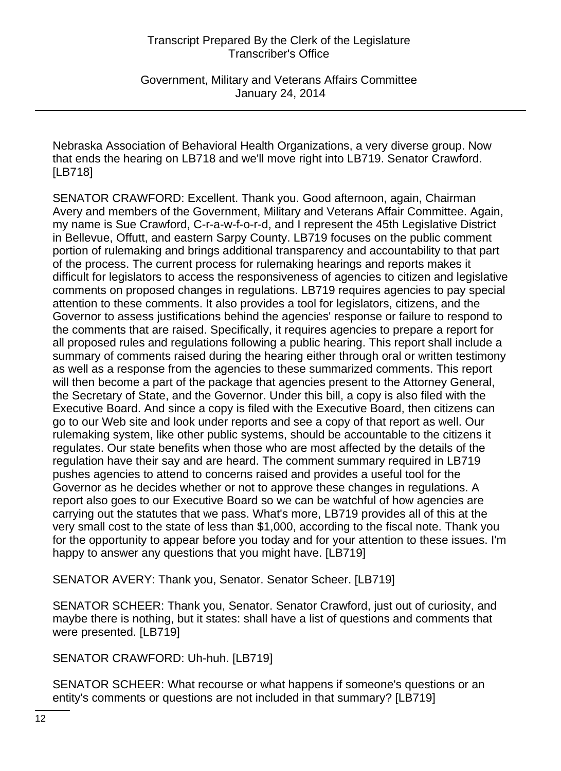Nebraska Association of Behavioral Health Organizations, a very diverse group. Now that ends the hearing on LB718 and we'll move right into LB719. Senator Crawford. [LB718]

SENATOR CRAWFORD: Excellent. Thank you. Good afternoon, again, Chairman Avery and members of the Government, Military and Veterans Affair Committee. Again, my name is Sue Crawford, C-r-a-w-f-o-r-d, and I represent the 45th Legislative District in Bellevue, Offutt, and eastern Sarpy County. LB719 focuses on the public comment portion of rulemaking and brings additional transparency and accountability to that part of the process. The current process for rulemaking hearings and reports makes it difficult for legislators to access the responsiveness of agencies to citizen and legislative comments on proposed changes in regulations. LB719 requires agencies to pay special attention to these comments. It also provides a tool for legislators, citizens, and the Governor to assess justifications behind the agencies' response or failure to respond to the comments that are raised. Specifically, it requires agencies to prepare a report for all proposed rules and regulations following a public hearing. This report shall include a summary of comments raised during the hearing either through oral or written testimony as well as a response from the agencies to these summarized comments. This report will then become a part of the package that agencies present to the Attorney General, the Secretary of State, and the Governor. Under this bill, a copy is also filed with the Executive Board. And since a copy is filed with the Executive Board, then citizens can go to our Web site and look under reports and see a copy of that report as well. Our rulemaking system, like other public systems, should be accountable to the citizens it regulates. Our state benefits when those who are most affected by the details of the regulation have their say and are heard. The comment summary required in LB719 pushes agencies to attend to concerns raised and provides a useful tool for the Governor as he decides whether or not to approve these changes in regulations. A report also goes to our Executive Board so we can be watchful of how agencies are carrying out the statutes that we pass. What's more, LB719 provides all of this at the very small cost to the state of less than $1,000, according to the fiscal note. Thank you for the opportunity to appear before you today and for your attention to these issues. I'm happy to answer any questions that you might have. [LB719]

SENATOR AVERY: Thank you, Senator. Senator Scheer. [LB719]

SENATOR SCHEER: Thank you, Senator. Senator Crawford, just out of curiosity, and maybe there is nothing, but it states: shall have a list of questions and comments that were presented. [LB719]

SENATOR CRAWFORD: Uh-huh. [LB719]

SENATOR SCHEER: What recourse or what happens if someone's questions or an entity's comments or questions are not included in that summary? [LB719]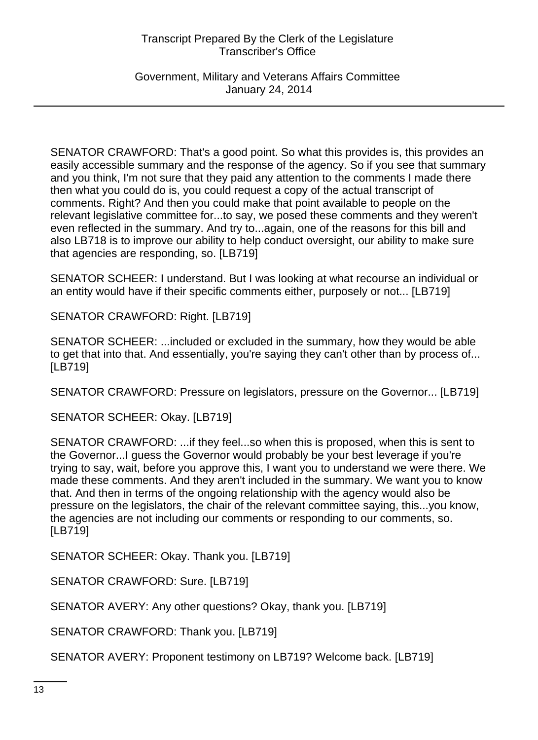SENATOR CRAWFORD: That's a good point. So what this provides is, this provides an easily accessible summary and the response of the agency. So if you see that summary and you think, I'm not sure that they paid any attention to the comments I made there then what you could do is, you could request a copy of the actual transcript of comments. Right? And then you could make that point available to people on the relevant legislative committee for...to say, we posed these comments and they weren't even reflected in the summary. And try to...again, one of the reasons for this bill and also LB718 is to improve our ability to help conduct oversight, our ability to make sure that agencies are responding, so. [LB719]

SENATOR SCHEER: I understand. But I was looking at what recourse an individual or an entity would have if their specific comments either, purposely or not... [LB719]

SENATOR CRAWFORD: Right. [LB719]

SENATOR SCHEER: ...included or excluded in the summary, how they would be able to get that into that. And essentially, you're saying they can't other than by process of... [LB719]

SENATOR CRAWFORD: Pressure on legislators, pressure on the Governor... [LB719]

SENATOR SCHEER: Okay. [LB719]

SENATOR CRAWFORD: ...if they feel...so when this is proposed, when this is sent to the Governor...I guess the Governor would probably be your best leverage if you're trying to say, wait, before you approve this, I want you to understand we were there. We made these comments. And they aren't included in the summary. We want you to know that. And then in terms of the ongoing relationship with the agency would also be pressure on the legislators, the chair of the relevant committee saying, this...you know, the agencies are not including our comments or responding to our comments, so. [LB719]

SENATOR SCHEER: Okay. Thank you. [LB719]

SENATOR CRAWFORD: Sure. [LB719]

SENATOR AVERY: Any other questions? Okay, thank you. [LB719]

SENATOR CRAWFORD: Thank you. [LB719]

SENATOR AVERY: Proponent testimony on LB719? Welcome back. [LB719]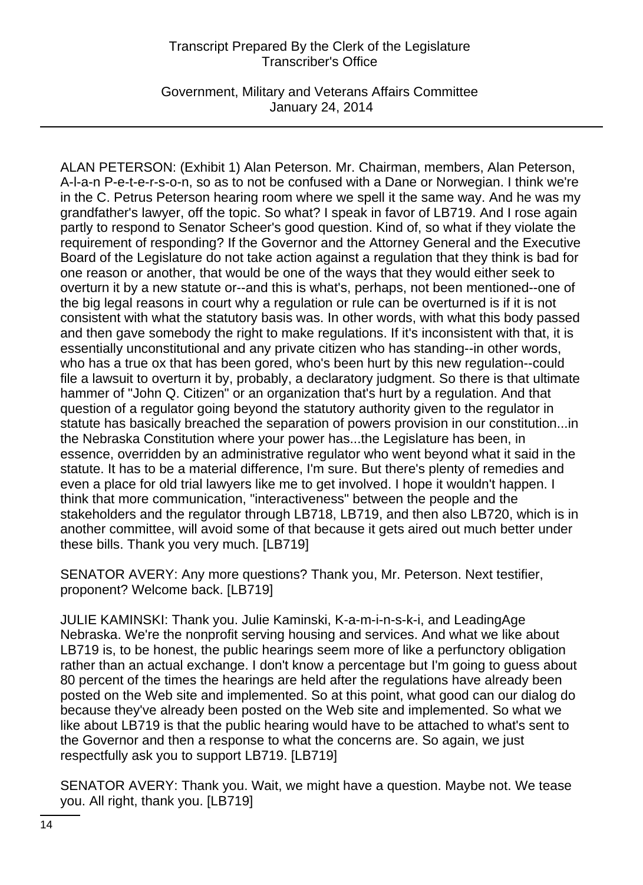ALAN PETERSON: (Exhibit 1) Alan Peterson. Mr. Chairman, members, Alan Peterson, A-l-a-n P-e-t-e-r-s-o-n, so as to not be confused with a Dane or Norwegian. I think we're in the C. Petrus Peterson hearing room where we spell it the same way. And he was my grandfather's lawyer, off the topic. So what? I speak in favor of LB719. And I rose again partly to respond to Senator Scheer's good question. Kind of, so what if they violate the requirement of responding? If the Governor and the Attorney General and the Executive Board of the Legislature do not take action against a regulation that they think is bad for one reason or another, that would be one of the ways that they would either seek to overturn it by a new statute or--and this is what's, perhaps, not been mentioned--one of the big legal reasons in court why a regulation or rule can be overturned is if it is not consistent with what the statutory basis was. In other words, with what this body passed and then gave somebody the right to make regulations. If it's inconsistent with that, it is essentially unconstitutional and any private citizen who has standing--in other words, who has a true ox that has been gored, who's been hurt by this new regulation--could file a lawsuit to overturn it by, probably, a declaratory judgment. So there is that ultimate hammer of "John Q. Citizen" or an organization that's hurt by a regulation. And that question of a regulator going beyond the statutory authority given to the regulator in statute has basically breached the separation of powers provision in our constitution...in the Nebraska Constitution where your power has...the Legislature has been, in essence, overridden by an administrative regulator who went beyond what it said in the statute. It has to be a material difference, I'm sure. But there's plenty of remedies and even a place for old trial lawyers like me to get involved. I hope it wouldn't happen. I think that more communication, "interactiveness" between the people and the stakeholders and the regulator through LB718, LB719, and then also LB720, which is in another committee, will avoid some of that because it gets aired out much better under these bills. Thank you very much. [LB719]

SENATOR AVERY: Any more questions? Thank you, Mr. Peterson. Next testifier, proponent? Welcome back. [LB719]

JULIE KAMINSKI: Thank you. Julie Kaminski, K-a-m-i-n-s-k-i, and LeadingAge Nebraska. We're the nonprofit serving housing and services. And what we like about LB719 is, to be honest, the public hearings seem more of like a perfunctory obligation rather than an actual exchange. I don't know a percentage but I'm going to guess about 80 percent of the times the hearings are held after the regulations have already been posted on the Web site and implemented. So at this point, what good can our dialog do because they've already been posted on the Web site and implemented. So what we like about LB719 is that the public hearing would have to be attached to what's sent to the Governor and then a response to what the concerns are. So again, we just respectfully ask you to support LB719. [LB719]

SENATOR AVERY: Thank you. Wait, we might have a question. Maybe not. We tease you. All right, thank you. [LB719]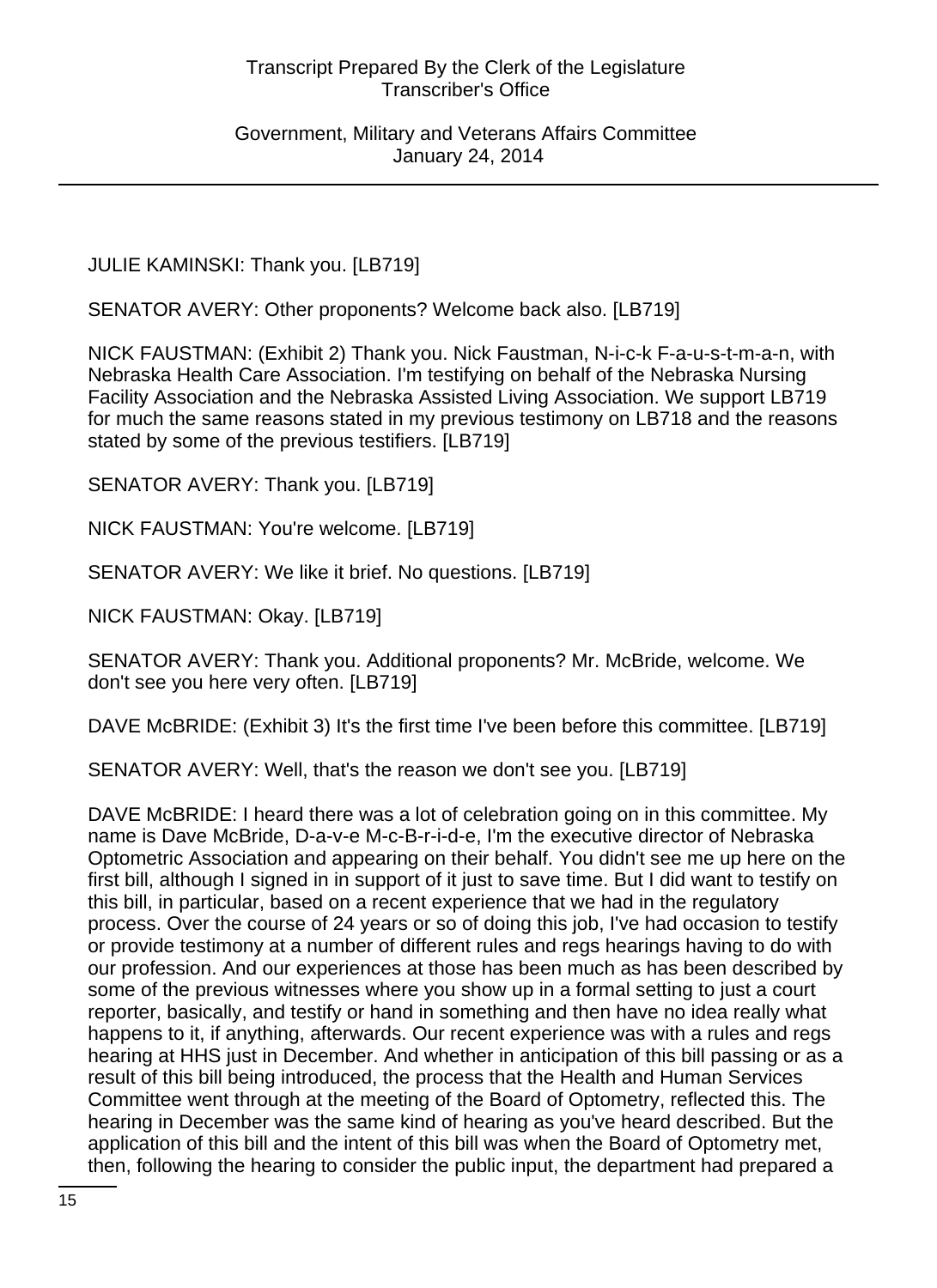JULIE KAMINSKI: Thank you. [LB719]

SENATOR AVERY: Other proponents? Welcome back also. [LB719]

NICK FAUSTMAN: (Exhibit 2) Thank you. Nick Faustman, N-i-c-k F-a-u-s-t-m-a-n, with Nebraska Health Care Association. I'm testifying on behalf of the Nebraska Nursing Facility Association and the Nebraska Assisted Living Association. We support LB719 for much the same reasons stated in my previous testimony on LB718 and the reasons stated by some of the previous testifiers. [LB719]

SENATOR AVERY: Thank you. [LB719]

NICK FAUSTMAN: You're welcome. [LB719]

SENATOR AVERY: We like it brief. No questions. [LB719]

NICK FAUSTMAN: Okay. [LB719]

SENATOR AVERY: Thank you. Additional proponents? Mr. McBride, welcome. We don't see you here very often. [LB719]

DAVE McBRIDE: (Exhibit 3) It's the first time I've been before this committee. [LB719]

SENATOR AVERY: Well, that's the reason we don't see you. [LB719]

DAVE McBRIDE: I heard there was a lot of celebration going on in this committee. My name is Dave McBride, D-a-v-e M-c-B-r-i-d-e, I'm the executive director of Nebraska Optometric Association and appearing on their behalf. You didn't see me up here on the first bill, although I signed in in support of it just to save time. But I did want to testify on this bill, in particular, based on a recent experience that we had in the regulatory process. Over the course of 24 years or so of doing this job, I've had occasion to testify or provide testimony at a number of different rules and regs hearings having to do with our profession. And our experiences at those has been much as has been described by some of the previous witnesses where you show up in a formal setting to just a court reporter, basically, and testify or hand in something and then have no idea really what happens to it, if anything, afterwards. Our recent experience was with a rules and regs hearing at HHS just in December. And whether in anticipation of this bill passing or as a result of this bill being introduced, the process that the Health and Human Services Committee went through at the meeting of the Board of Optometry, reflected this. The hearing in December was the same kind of hearing as you've heard described. But the application of this bill and the intent of this bill was when the Board of Optometry met, then, following the hearing to consider the public input, the department had prepared a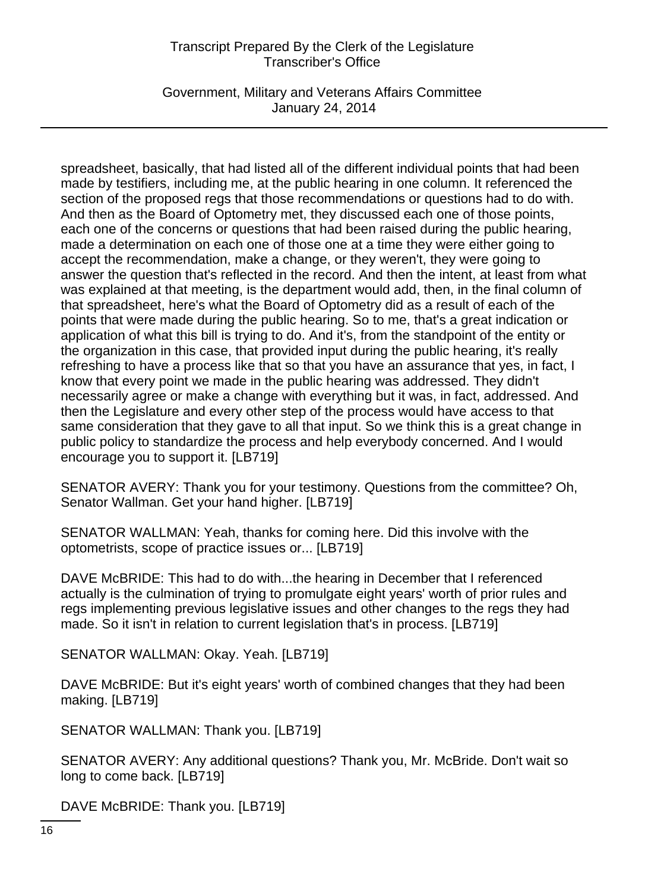spreadsheet, basically, that had listed all of the different individual points that had been made by testifiers, including me, at the public hearing in one column. It referenced the section of the proposed regs that those recommendations or questions had to do with. And then as the Board of Optometry met, they discussed each one of those points, each one of the concerns or questions that had been raised during the public hearing, made a determination on each one of those one at a time they were either going to accept the recommendation, make a change, or they weren't, they were going to answer the question that's reflected in the record. And then the intent, at least from what was explained at that meeting, is the department would add, then, in the final column of that spreadsheet, here's what the Board of Optometry did as a result of each of the points that were made during the public hearing. So to me, that's a great indication or application of what this bill is trying to do. And it's, from the standpoint of the entity or the organization in this case, that provided input during the public hearing, it's really refreshing to have a process like that so that you have an assurance that yes, in fact, I know that every point we made in the public hearing was addressed. They didn't necessarily agree or make a change with everything but it was, in fact, addressed. And then the Legislature and every other step of the process would have access to that same consideration that they gave to all that input. So we think this is a great change in public policy to standardize the process and help everybody concerned. And I would encourage you to support it. [LB719]

SENATOR AVERY: Thank you for your testimony. Questions from the committee? Oh, Senator Wallman. Get your hand higher. [LB719]

SENATOR WALLMAN: Yeah, thanks for coming here. Did this involve with the optometrists, scope of practice issues or... [LB719]

DAVE McBRIDE: This had to do with...the hearing in December that I referenced actually is the culmination of trying to promulgate eight years' worth of prior rules and regs implementing previous legislative issues and other changes to the regs they had made. So it isn't in relation to current legislation that's in process. [LB719]

SENATOR WALLMAN: Okay. Yeah. [LB719]

DAVE McBRIDE: But it's eight years' worth of combined changes that they had been making. [LB719]

SENATOR WALLMAN: Thank you. [LB719]

SENATOR AVERY: Any additional questions? Thank you, Mr. McBride. Don't wait so long to come back. [LB719]

DAVE McBRIDE: Thank you. [LB719]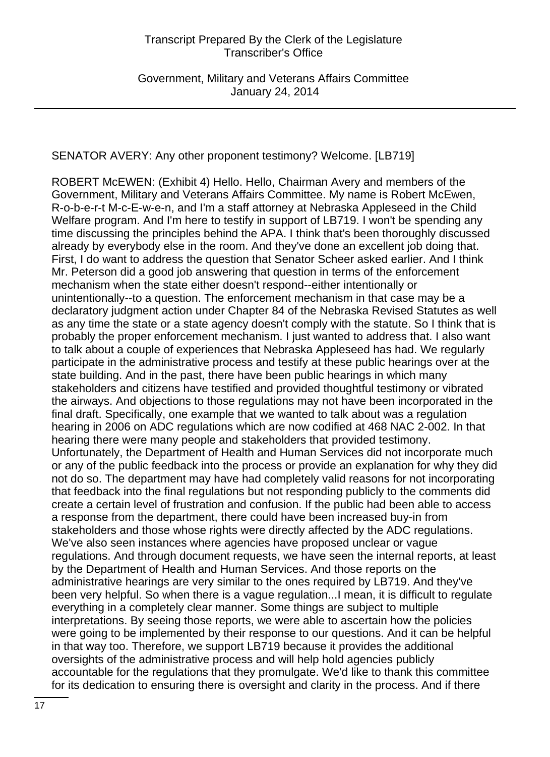SENATOR AVERY: Any other proponent testimony? Welcome. [LB719]

ROBERT McEWEN: (Exhibit 4) Hello. Hello, Chairman Avery and members of the Government, Military and Veterans Affairs Committee. My name is Robert McEwen, R-o-b-e-r-t M-c-E-w-e-n, and I'm a staff attorney at Nebraska Appleseed in the Child Welfare program. And I'm here to testify in support of LB719. I won't be spending any time discussing the principles behind the APA. I think that's been thoroughly discussed already by everybody else in the room. And they've done an excellent job doing that. First, I do want to address the question that Senator Scheer asked earlier. And I think Mr. Peterson did a good job answering that question in terms of the enforcement mechanism when the state either doesn't respond--either intentionally or unintentionally--to a question. The enforcement mechanism in that case may be a declaratory judgment action under Chapter 84 of the Nebraska Revised Statutes as well as any time the state or a state agency doesn't comply with the statute. So I think that is probably the proper enforcement mechanism. I just wanted to address that. I also want to talk about a couple of experiences that Nebraska Appleseed has had. We regularly participate in the administrative process and testify at these public hearings over at the state building. And in the past, there have been public hearings in which many stakeholders and citizens have testified and provided thoughtful testimony or vibrated the airways. And objections to those regulations may not have been incorporated in the final draft. Specifically, one example that we wanted to talk about was a regulation hearing in 2006 on ADC regulations which are now codified at 468 NAC 2-002. In that hearing there were many people and stakeholders that provided testimony. Unfortunately, the Department of Health and Human Services did not incorporate much or any of the public feedback into the process or provide an explanation for why they did not do so. The department may have had completely valid reasons for not incorporating that feedback into the final regulations but not responding publicly to the comments did create a certain level of frustration and confusion. If the public had been able to access a response from the department, there could have been increased buy-in from stakeholders and those whose rights were directly affected by the ADC regulations. We've also seen instances where agencies have proposed unclear or vague regulations. And through document requests, we have seen the internal reports, at least by the Department of Health and Human Services. And those reports on the administrative hearings are very similar to the ones required by LB719. And they've been very helpful. So when there is a vague regulation...I mean, it is difficult to regulate everything in a completely clear manner. Some things are subject to multiple interpretations. By seeing those reports, we were able to ascertain how the policies were going to be implemented by their response to our questions. And it can be helpful in that way too. Therefore, we support LB719 because it provides the additional oversights of the administrative process and will help hold agencies publicly accountable for the regulations that they promulgate. We'd like to thank this committee for its dedication to ensuring there is oversight and clarity in the process. And if there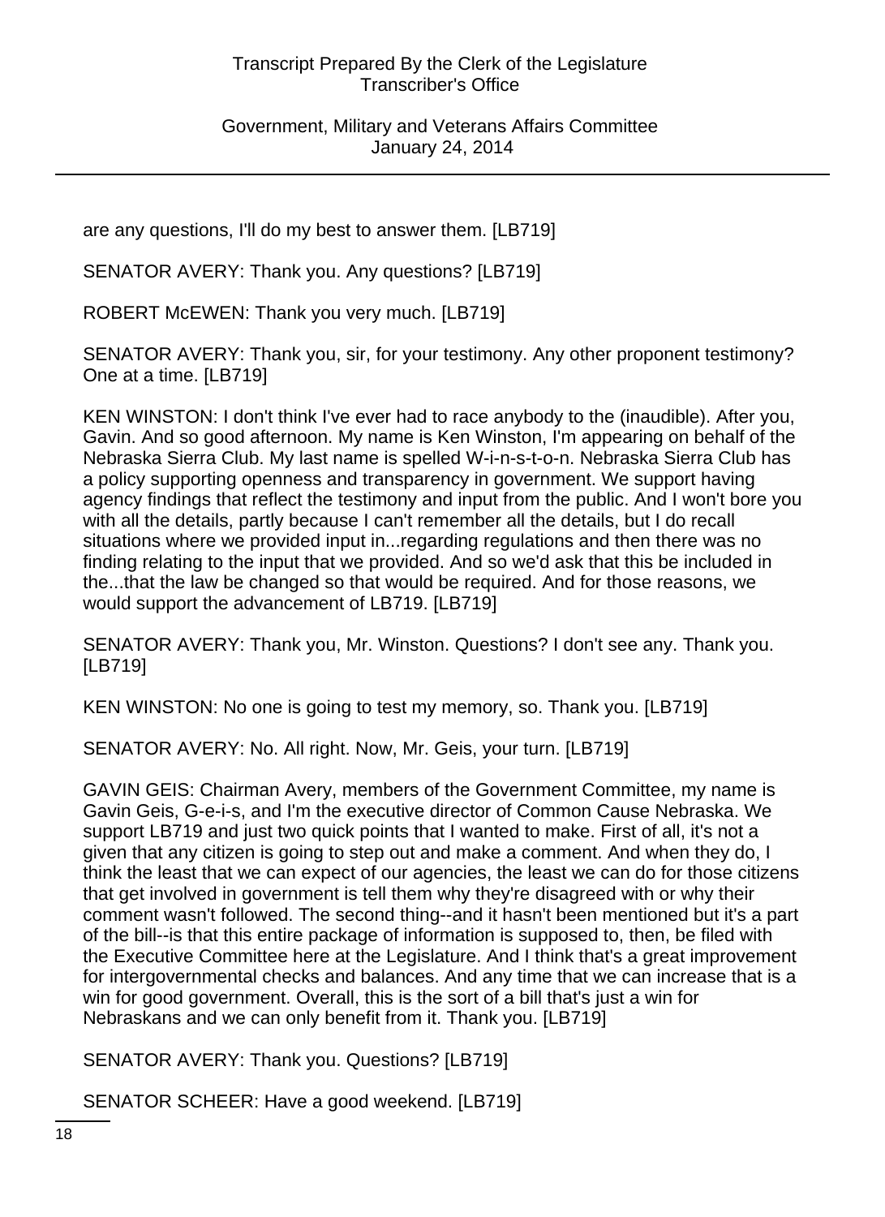are any questions, I'll do my best to answer them. [LB719]

SENATOR AVERY: Thank you. Any questions? [LB719]

ROBERT McEWEN: Thank you very much. [LB719]

SENATOR AVERY: Thank you, sir, for your testimony. Any other proponent testimony? One at a time. [LB719]

KEN WINSTON: I don't think I've ever had to race anybody to the (inaudible). After you, Gavin. And so good afternoon. My name is Ken Winston, I'm appearing on behalf of the Nebraska Sierra Club. My last name is spelled W-i-n-s-t-o-n. Nebraska Sierra Club has a policy supporting openness and transparency in government. We support having agency findings that reflect the testimony and input from the public. And I won't bore you with all the details, partly because I can't remember all the details, but I do recall situations where we provided input in...regarding regulations and then there was no finding relating to the input that we provided. And so we'd ask that this be included in the...that the law be changed so that would be required. And for those reasons, we would support the advancement of LB719. [LB719]

SENATOR AVERY: Thank you, Mr. Winston. Questions? I don't see any. Thank you. [LB719]

KEN WINSTON: No one is going to test my memory, so. Thank you. [LB719]

SENATOR AVERY: No. All right. Now, Mr. Geis, your turn. [LB719]

GAVIN GEIS: Chairman Avery, members of the Government Committee, my name is Gavin Geis, G-e-i-s, and I'm the executive director of Common Cause Nebraska. We support LB719 and just two quick points that I wanted to make. First of all, it's not a given that any citizen is going to step out and make a comment. And when they do, I think the least that we can expect of our agencies, the least we can do for those citizens that get involved in government is tell them why they're disagreed with or why their comment wasn't followed. The second thing--and it hasn't been mentioned but it's a part of the bill--is that this entire package of information is supposed to, then, be filed with the Executive Committee here at the Legislature. And I think that's a great improvement for intergovernmental checks and balances. And any time that we can increase that is a win for good government. Overall, this is the sort of a bill that's just a win for Nebraskans and we can only benefit from it. Thank you. [LB719]

SENATOR AVERY: Thank you. Questions? [LB719]

SENATOR SCHEER: Have a good weekend. [LB719]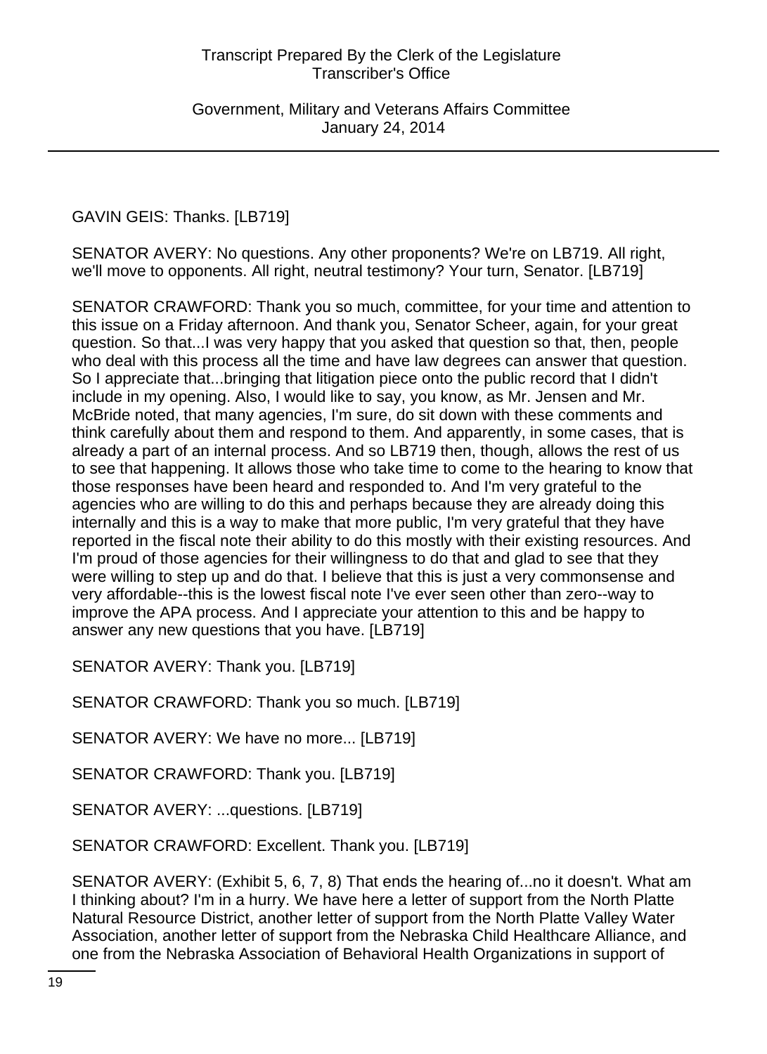GAVIN GEIS: Thanks. [LB719]

SENATOR AVERY: No questions. Any other proponents? We're on LB719. All right, we'll move to opponents. All right, neutral testimony? Your turn, Senator. [LB719]

SENATOR CRAWFORD: Thank you so much, committee, for your time and attention to this issue on a Friday afternoon. And thank you, Senator Scheer, again, for your great question. So that...I was very happy that you asked that question so that, then, people who deal with this process all the time and have law degrees can answer that question. So I appreciate that...bringing that litigation piece onto the public record that I didn't include in my opening. Also, I would like to say, you know, as Mr. Jensen and Mr. McBride noted, that many agencies, I'm sure, do sit down with these comments and think carefully about them and respond to them. And apparently, in some cases, that is already a part of an internal process. And so LB719 then, though, allows the rest of us to see that happening. It allows those who take time to come to the hearing to know that those responses have been heard and responded to. And I'm very grateful to the agencies who are willing to do this and perhaps because they are already doing this internally and this is a way to make that more public, I'm very grateful that they have reported in the fiscal note their ability to do this mostly with their existing resources. And I'm proud of those agencies for their willingness to do that and glad to see that they were willing to step up and do that. I believe that this is just a very commonsense and very affordable--this is the lowest fiscal note I've ever seen other than zero--way to improve the APA process. And I appreciate your attention to this and be happy to answer any new questions that you have. [LB719]

SENATOR AVERY: Thank you. [LB719]

SENATOR CRAWFORD: Thank you so much. [LB719]

SENATOR AVERY: We have no more... [LB719]

SENATOR CRAWFORD: Thank you. [LB719]

SENATOR AVERY: ...questions. [LB719]

SENATOR CRAWFORD: Excellent. Thank you. [LB719]

SENATOR AVERY: (Exhibit 5, 6, 7, 8) That ends the hearing of...no it doesn't. What am I thinking about? I'm in a hurry. We have here a letter of support from the North Platte Natural Resource District, another letter of support from the North Platte Valley Water Association, another letter of support from the Nebraska Child Healthcare Alliance, and one from the Nebraska Association of Behavioral Health Organizations in support of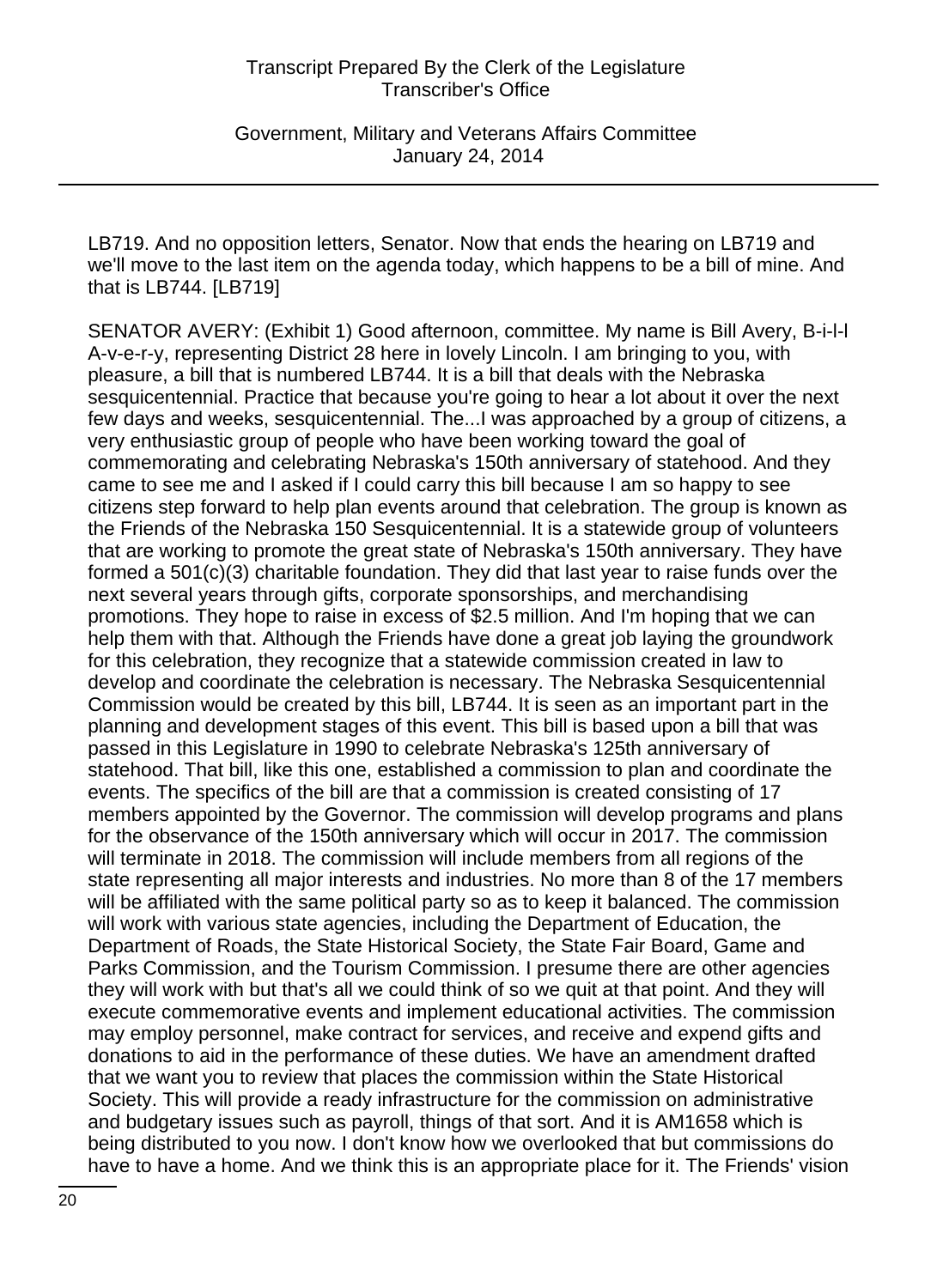LB719. And no opposition letters, Senator. Now that ends the hearing on LB719 and we'll move to the last item on the agenda today, which happens to be a bill of mine. And that is LB744. [LB719]

SENATOR AVERY: (Exhibit 1) Good afternoon, committee. My name is Bill Avery, B-i-l-l A-v-e-r-y, representing District 28 here in lovely Lincoln. I am bringing to you, with pleasure, a bill that is numbered LB744. It is a bill that deals with the Nebraska sesquicentennial. Practice that because you're going to hear a lot about it over the next few days and weeks, sesquicentennial. The...I was approached by a group of citizens, a very enthusiastic group of people who have been working toward the goal of commemorating and celebrating Nebraska's 150th anniversary of statehood. And they came to see me and I asked if I could carry this bill because I am so happy to see citizens step forward to help plan events around that celebration. The group is known as the Friends of the Nebraska 150 Sesquicentennial. It is a statewide group of volunteers that are working to promote the great state of Nebraska's 150th anniversary. They have formed a 501(c)(3) charitable foundation. They did that last year to raise funds over the next several years through gifts, corporate sponsorships, and merchandising promotions. They hope to raise in excess of $2.5 million. And I'm hoping that we can help them with that. Although the Friends have done a great job laying the groundwork for this celebration, they recognize that a statewide commission created in law to develop and coordinate the celebration is necessary. The Nebraska Sesquicentennial Commission would be created by this bill, LB744. It is seen as an important part in the planning and development stages of this event. This bill is based upon a bill that was passed in this Legislature in 1990 to celebrate Nebraska's 125th anniversary of statehood. That bill, like this one, established a commission to plan and coordinate the events. The specifics of the bill are that a commission is created consisting of 17 members appointed by the Governor. The commission will develop programs and plans for the observance of the 150th anniversary which will occur in 2017. The commission will terminate in 2018. The commission will include members from all regions of the state representing all major interests and industries. No more than 8 of the 17 members will be affiliated with the same political party so as to keep it balanced. The commission will work with various state agencies, including the Department of Education, the Department of Roads, the State Historical Society, the State Fair Board, Game and Parks Commission, and the Tourism Commission. I presume there are other agencies they will work with but that's all we could think of so we quit at that point. And they will execute commemorative events and implement educational activities. The commission may employ personnel, make contract for services, and receive and expend gifts and donations to aid in the performance of these duties. We have an amendment drafted that we want you to review that places the commission within the State Historical Society. This will provide a ready infrastructure for the commission on administrative and budgetary issues such as payroll, things of that sort. And it is AM1658 which is being distributed to you now. I don't know how we overlooked that but commissions do have to have a home. And we think this is an appropriate place for it. The Friends' vision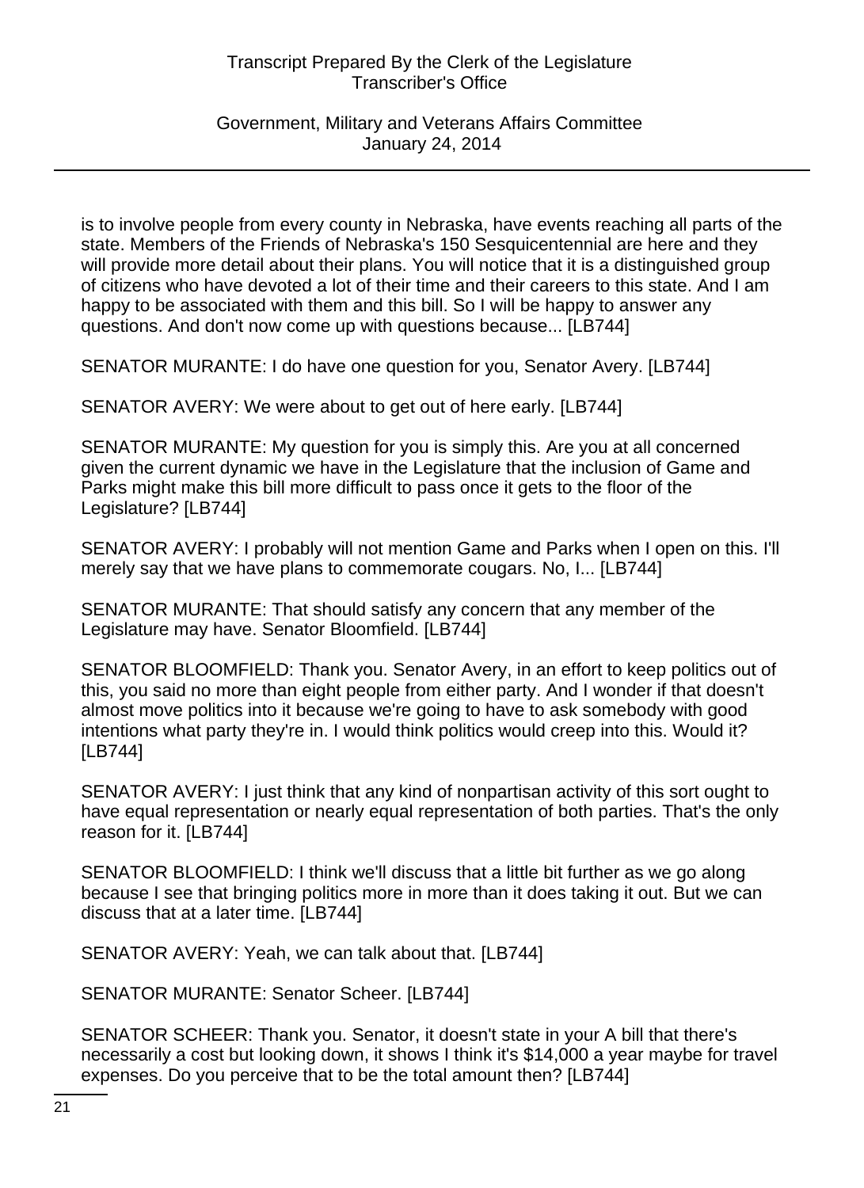is to involve people from every county in Nebraska, have events reaching all parts of the state. Members of the Friends of Nebraska's 150 Sesquicentennial are here and they will provide more detail about their plans. You will notice that it is a distinguished group of citizens who have devoted a lot of their time and their careers to this state. And I am happy to be associated with them and this bill. So I will be happy to answer any questions. And don't now come up with questions because... [LB744]

SENATOR MURANTE: I do have one question for you, Senator Avery. [LB744]

SENATOR AVERY: We were about to get out of here early. [LB744]

SENATOR MURANTE: My question for you is simply this. Are you at all concerned given the current dynamic we have in the Legislature that the inclusion of Game and Parks might make this bill more difficult to pass once it gets to the floor of the Legislature? [LB744]

SENATOR AVERY: I probably will not mention Game and Parks when I open on this. I'll merely say that we have plans to commemorate cougars. No, I... [LB744]

SENATOR MURANTE: That should satisfy any concern that any member of the Legislature may have. Senator Bloomfield. [LB744]

SENATOR BLOOMFIELD: Thank you. Senator Avery, in an effort to keep politics out of this, you said no more than eight people from either party. And I wonder if that doesn't almost move politics into it because we're going to have to ask somebody with good intentions what party they're in. I would think politics would creep into this. Would it? [LB744]

SENATOR AVERY: I just think that any kind of nonpartisan activity of this sort ought to have equal representation or nearly equal representation of both parties. That's the only reason for it. [LB744]

SENATOR BLOOMFIELD: I think we'll discuss that a little bit further as we go along because I see that bringing politics more in more than it does taking it out. But we can discuss that at a later time. [LB744]

SENATOR AVERY: Yeah, we can talk about that. [LB744]

SENATOR MURANTE: Senator Scheer. [LB744]

SENATOR SCHEER: Thank you. Senator, it doesn't state in your A bill that there's necessarily a cost but looking down, it shows I think it's $14,000 a year maybe for travel expenses. Do you perceive that to be the total amount then? [LB744]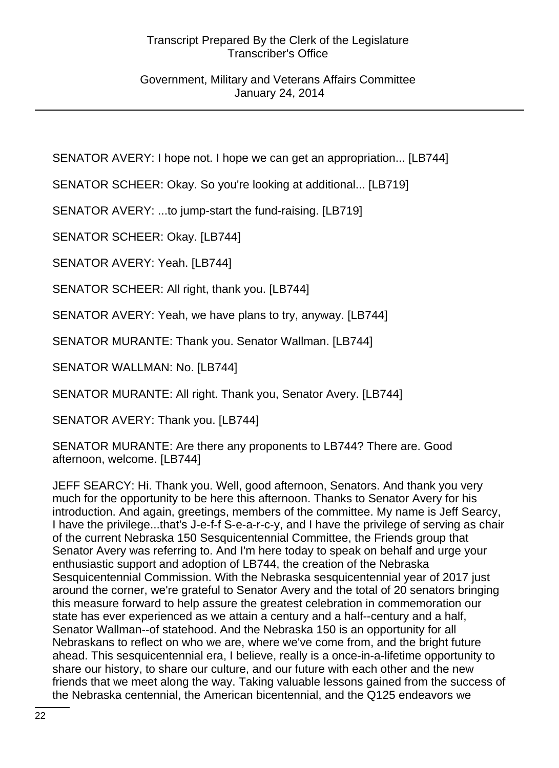SENATOR AVERY: I hope not. I hope we can get an appropriation... [LB744]

SENATOR SCHEER: Okay. So you're looking at additional... [LB719]

SENATOR AVERY: ...to jump-start the fund-raising. [LB719]

SENATOR SCHEER: Okay. [LB744]

SENATOR AVERY: Yeah. [LB744]

SENATOR SCHEER: All right, thank you. [LB744]

SENATOR AVERY: Yeah, we have plans to try, anyway. [LB744]

SENATOR MURANTE: Thank you. Senator Wallman. [LB744]

SENATOR WALLMAN: No. [LB744]

SENATOR MURANTE: All right. Thank you, Senator Avery. [LB744]

SENATOR AVERY: Thank you. [LB744]

SENATOR MURANTE: Are there any proponents to LB744? There are. Good afternoon, welcome. [LB744]

JEFF SEARCY: Hi. Thank you. Well, good afternoon, Senators. And thank you very much for the opportunity to be here this afternoon. Thanks to Senator Avery for his introduction. And again, greetings, members of the committee. My name is Jeff Searcy, I have the privilege...that's J-e-f-f S-e-a-r-c-y, and I have the privilege of serving as chair of the current Nebraska 150 Sesquicentennial Committee, the Friends group that Senator Avery was referring to. And I'm here today to speak on behalf and urge your enthusiastic support and adoption of LB744, the creation of the Nebraska Sesquicentennial Commission. With the Nebraska sesquicentennial year of 2017 just around the corner, we're grateful to Senator Avery and the total of 20 senators bringing this measure forward to help assure the greatest celebration in commemoration our state has ever experienced as we attain a century and a half--century and a half, Senator Wallman--of statehood. And the Nebraska 150 is an opportunity for all Nebraskans to reflect on who we are, where we've come from, and the bright future ahead. This sesquicentennial era, I believe, really is a once-in-a-lifetime opportunity to share our history, to share our culture, and our future with each other and the new friends that we meet along the way. Taking valuable lessons gained from the success of the Nebraska centennial, the American bicentennial, and the Q125 endeavors we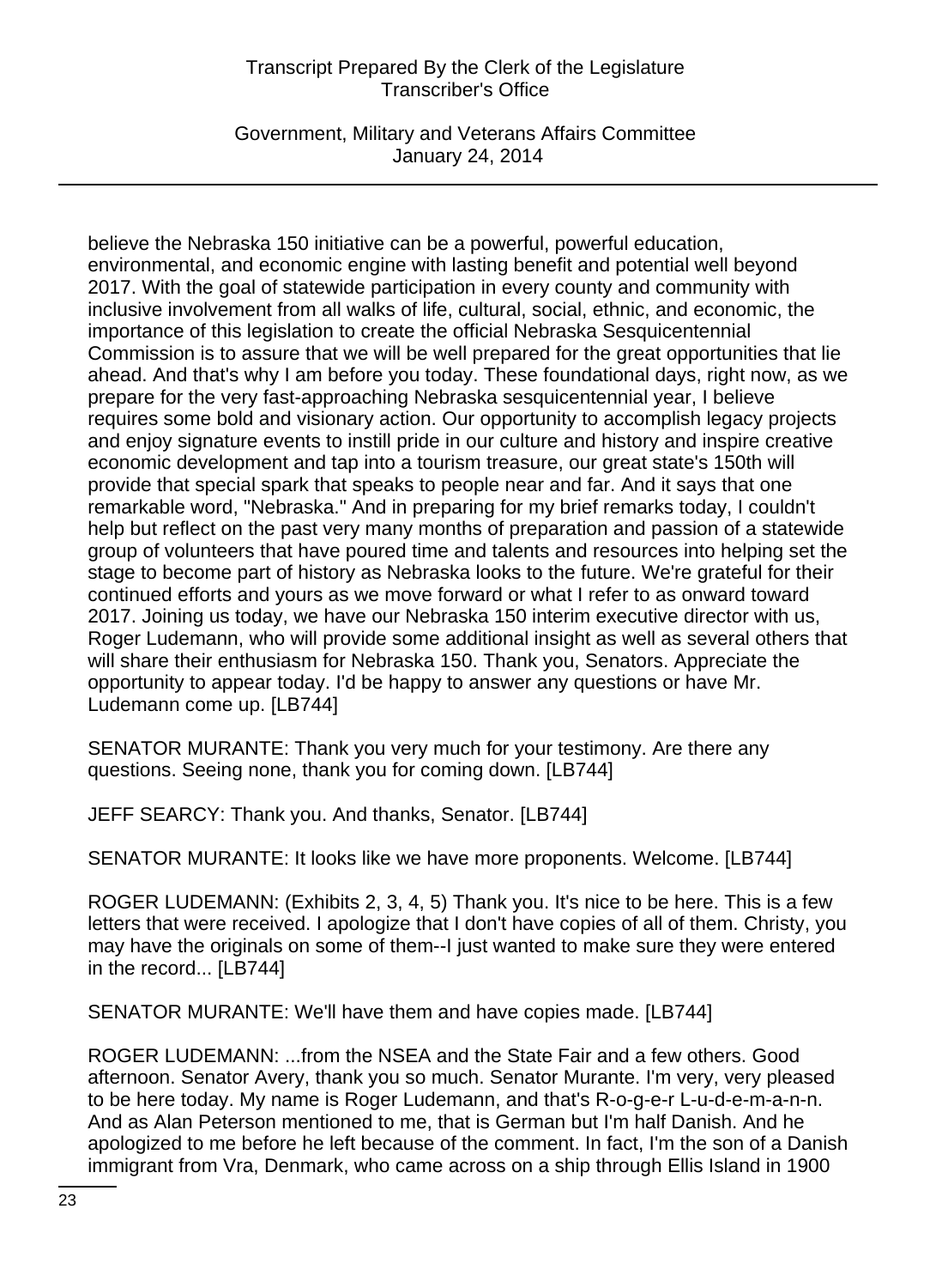believe the Nebraska 150 initiative can be a powerful, powerful education, environmental, and economic engine with lasting benefit and potential well beyond 2017. With the goal of statewide participation in every county and community with inclusive involvement from all walks of life, cultural, social, ethnic, and economic, the importance of this legislation to create the official Nebraska Sesquicentennial Commission is to assure that we will be well prepared for the great opportunities that lie ahead. And that's why I am before you today. These foundational days, right now, as we prepare for the very fast-approaching Nebraska sesquicentennial year, I believe requires some bold and visionary action. Our opportunity to accomplish legacy projects and enjoy signature events to instill pride in our culture and history and inspire creative economic development and tap into a tourism treasure, our great state's 150th will provide that special spark that speaks to people near and far. And it says that one remarkable word, "Nebraska." And in preparing for my brief remarks today, I couldn't help but reflect on the past very many months of preparation and passion of a statewide group of volunteers that have poured time and talents and resources into helping set the stage to become part of history as Nebraska looks to the future. We're grateful for their continued efforts and yours as we move forward or what I refer to as onward toward 2017. Joining us today, we have our Nebraska 150 interim executive director with us, Roger Ludemann, who will provide some additional insight as well as several others that will share their enthusiasm for Nebraska 150. Thank you, Senators. Appreciate the opportunity to appear today. I'd be happy to answer any questions or have Mr. Ludemann come up. [LB744]

SENATOR MURANTE: Thank you very much for your testimony. Are there any questions. Seeing none, thank you for coming down. [LB744]

JEFF SEARCY: Thank you. And thanks, Senator. [LB744]

SENATOR MURANTE: It looks like we have more proponents. Welcome. [LB744]

ROGER LUDEMANN: (Exhibits 2, 3, 4, 5) Thank you. It's nice to be here. This is a few letters that were received. I apologize that I don't have copies of all of them. Christy, you may have the originals on some of them--I just wanted to make sure they were entered in the record... [LB744]

SENATOR MURANTE: We'll have them and have copies made. [LB744]

ROGER LUDEMANN: ...from the NSEA and the State Fair and a few others. Good afternoon. Senator Avery, thank you so much. Senator Murante. I'm very, very pleased to be here today. My name is Roger Ludemann, and that's R-o-g-e-r L-u-d-e-m-a-n-n. And as Alan Peterson mentioned to me, that is German but I'm half Danish. And he apologized to me before he left because of the comment. In fact, I'm the son of a Danish immigrant from Vra, Denmark, who came across on a ship through Ellis Island in 1900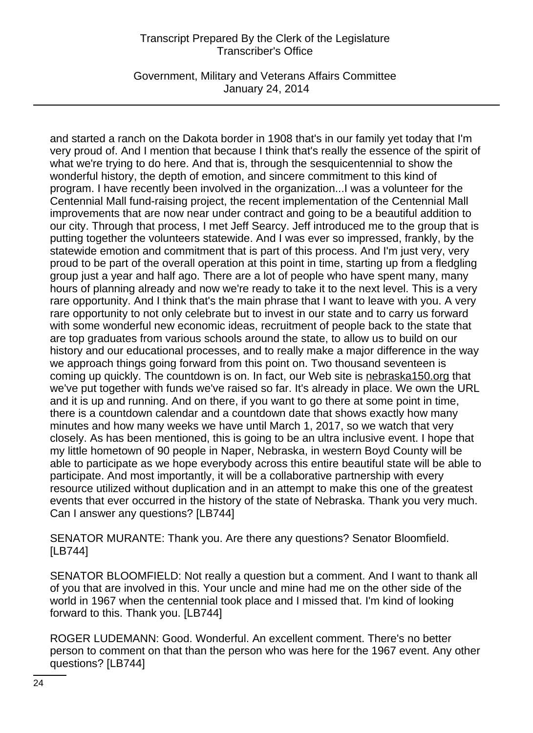and started a ranch on the Dakota border in 1908 that's in our family yet today that I'm very proud of. And I mention that because I think that's really the essence of the spirit of what we're trying to do here. And that is, through the sesquicentennial to show the wonderful history, the depth of emotion, and sincere commitment to this kind of program. I have recently been involved in the organization...I was a volunteer for the Centennial Mall fund-raising project, the recent implementation of the Centennial Mall improvements that are now near under contract and going to be a beautiful addition to our city. Through that process, I met Jeff Searcy. Jeff introduced me to the group that is putting together the volunteers statewide. And I was ever so impressed, frankly, by the statewide emotion and commitment that is part of this process. And I'm just very, very proud to be part of the overall operation at this point in time, starting up from a fledgling group just a year and half ago. There are a lot of people who have spent many, many hours of planning already and now we're ready to take it to the next level. This is a very rare opportunity. And I think that's the main phrase that I want to leave with you. A very rare opportunity to not only celebrate but to invest in our state and to carry us forward with some wonderful new economic ideas, recruitment of people back to the state that are top graduates from various schools around the state, to allow us to build on our history and our educational processes, and to really make a major difference in the way we approach things going forward from this point on. Two thousand seventeen is coming up quickly. The countdown is on. In fact, our Web site is nebraska150.org that we've put together with funds we've raised so far. It's already in place. We own the URL and it is up and running. And on there, if you want to go there at some point in time, there is a countdown calendar and a countdown date that shows exactly how many minutes and how many weeks we have until March 1, 2017, so we watch that very closely. As has been mentioned, this is going to be an ultra inclusive event. I hope that my little hometown of 90 people in Naper, Nebraska, in western Boyd County will be able to participate as we hope everybody across this entire beautiful state will be able to participate. And most importantly, it will be a collaborative partnership with every resource utilized without duplication and in an attempt to make this one of the greatest events that ever occurred in the history of the state of Nebraska. Thank you very much. Can I answer any questions? [LB744]

SENATOR MURANTE: Thank you. Are there any questions? Senator Bloomfield. [LB744]

SENATOR BLOOMFIELD: Not really a question but a comment. And I want to thank all of you that are involved in this. Your uncle and mine had me on the other side of the world in 1967 when the centennial took place and I missed that. I'm kind of looking forward to this. Thank you. [LB744]

ROGER LUDEMANN: Good. Wonderful. An excellent comment. There's no better person to comment on that than the person who was here for the 1967 event. Any other questions? [LB744]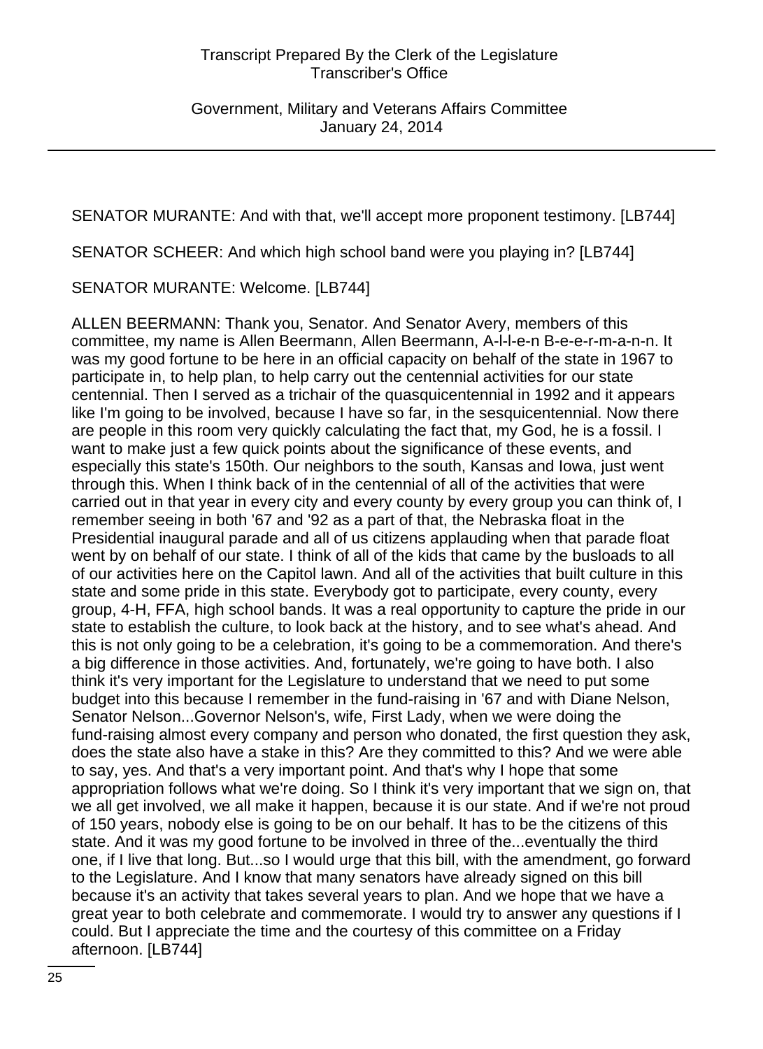SENATOR MURANTE: And with that, we'll accept more proponent testimony. [LB744]

SENATOR SCHEER: And which high school band were you playing in? [LB744]

SENATOR MURANTE: Welcome. [LB744]

ALLEN BEERMANN: Thank you, Senator. And Senator Avery, members of this committee, my name is Allen Beermann, Allen Beermann, A-l-l-e-n B-e-e-r-m-a-n-n. It was my good fortune to be here in an official capacity on behalf of the state in 1967 to participate in, to help plan, to help carry out the centennial activities for our state centennial. Then I served as a trichair of the quasquicentennial in 1992 and it appears like I'm going to be involved, because I have so far, in the sesquicentennial. Now there are people in this room very quickly calculating the fact that, my God, he is a fossil. I want to make just a few quick points about the significance of these events, and especially this state's 150th. Our neighbors to the south, Kansas and Iowa, just went through this. When I think back of in the centennial of all of the activities that were carried out in that year in every city and every county by every group you can think of, I remember seeing in both '67 and '92 as a part of that, the Nebraska float in the Presidential inaugural parade and all of us citizens applauding when that parade float went by on behalf of our state. I think of all of the kids that came by the busloads to all of our activities here on the Capitol lawn. And all of the activities that built culture in this state and some pride in this state. Everybody got to participate, every county, every group, 4-H, FFA, high school bands. It was a real opportunity to capture the pride in our state to establish the culture, to look back at the history, and to see what's ahead. And this is not only going to be a celebration, it's going to be a commemoration. And there's a big difference in those activities. And, fortunately, we're going to have both. I also think it's very important for the Legislature to understand that we need to put some budget into this because I remember in the fund-raising in '67 and with Diane Nelson, Senator Nelson...Governor Nelson's, wife, First Lady, when we were doing the fund-raising almost every company and person who donated, the first question they ask, does the state also have a stake in this? Are they committed to this? And we were able to say, yes. And that's a very important point. And that's why I hope that some appropriation follows what we're doing. So I think it's very important that we sign on, that we all get involved, we all make it happen, because it is our state. And if we're not proud of 150 years, nobody else is going to be on our behalf. It has to be the citizens of this state. And it was my good fortune to be involved in three of the...eventually the third one, if I live that long. But...so I would urge that this bill, with the amendment, go forward to the Legislature. And I know that many senators have already signed on this bill because it's an activity that takes several years to plan. And we hope that we have a great year to both celebrate and commemorate. I would try to answer any questions if I could. But I appreciate the time and the courtesy of this committee on a Friday afternoon. [LB744]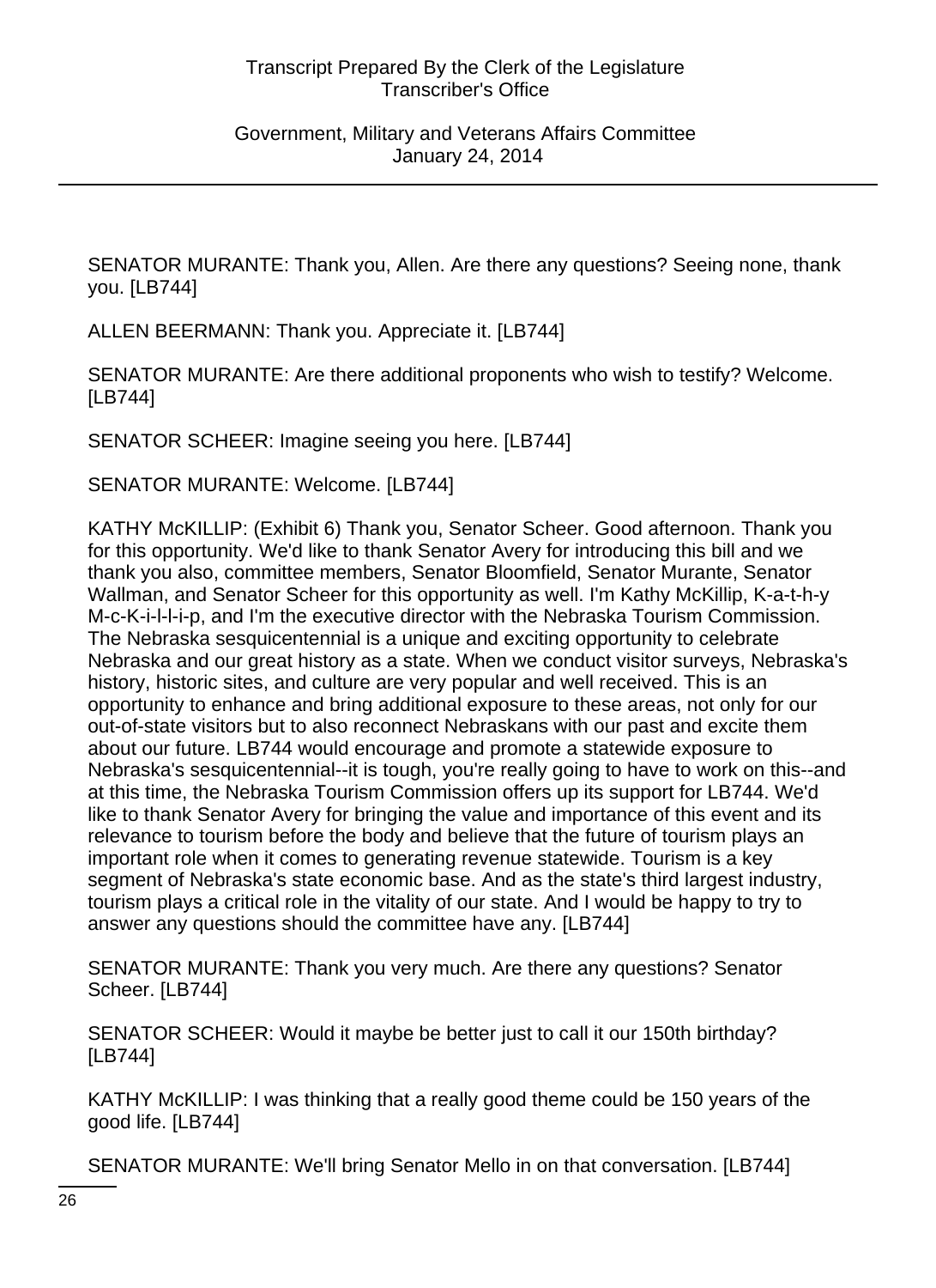SENATOR MURANTE: Thank you, Allen. Are there any questions? Seeing none, thank you. [LB744]

ALLEN BEERMANN: Thank you. Appreciate it. [LB744]

SENATOR MURANTE: Are there additional proponents who wish to testify? Welcome. [LB744]

SENATOR SCHEER: Imagine seeing you here. [LB744]

SENATOR MURANTE: Welcome. [LB744]

KATHY McKILLIP: (Exhibit 6) Thank you, Senator Scheer. Good afternoon. Thank you for this opportunity. We'd like to thank Senator Avery for introducing this bill and we thank you also, committee members, Senator Bloomfield, Senator Murante, Senator Wallman, and Senator Scheer for this opportunity as well. I'm Kathy McKillip, K-a-t-h-y M-c-K-i-l-l-i-p, and I'm the executive director with the Nebraska Tourism Commission. The Nebraska sesquicentennial is a unique and exciting opportunity to celebrate Nebraska and our great history as a state. When we conduct visitor surveys, Nebraska's history, historic sites, and culture are very popular and well received. This is an opportunity to enhance and bring additional exposure to these areas, not only for our out-of-state visitors but to also reconnect Nebraskans with our past and excite them about our future. LB744 would encourage and promote a statewide exposure to Nebraska's sesquicentennial--it is tough, you're really going to have to work on this--and at this time, the Nebraska Tourism Commission offers up its support for LB744. We'd like to thank Senator Avery for bringing the value and importance of this event and its relevance to tourism before the body and believe that the future of tourism plays an important role when it comes to generating revenue statewide. Tourism is a key segment of Nebraska's state economic base. And as the state's third largest industry, tourism plays a critical role in the vitality of our state. And I would be happy to try to answer any questions should the committee have any. [LB744]

SENATOR MURANTE: Thank you very much. Are there any questions? Senator Scheer. [LB744]

SENATOR SCHEER: Would it maybe be better just to call it our 150th birthday? [LB744]

KATHY McKILLIP: I was thinking that a really good theme could be 150 years of the good life. [LB744]

SENATOR MURANTE: We'll bring Senator Mello in on that conversation. [LB744]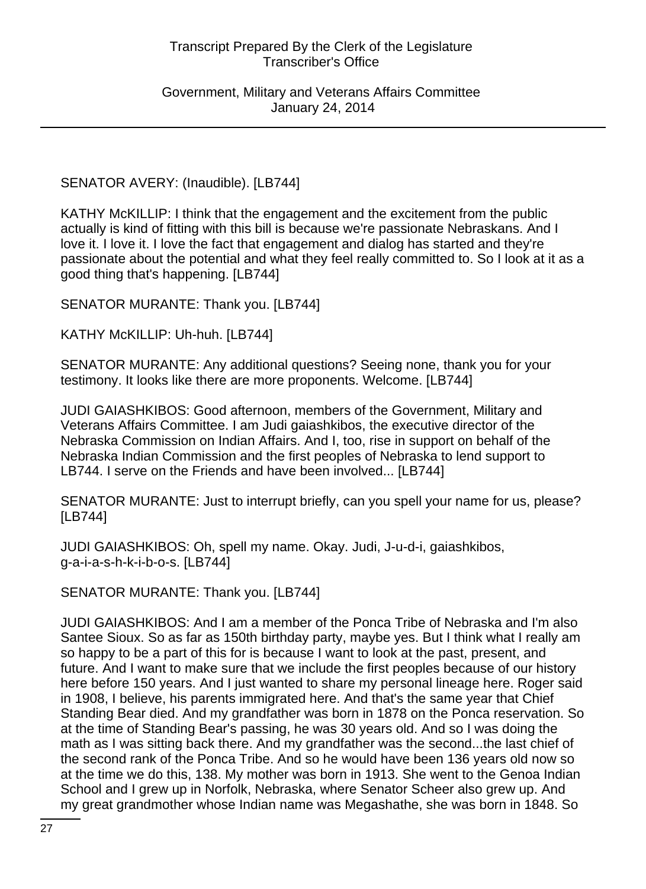SENATOR AVERY: (Inaudible). [LB744]

KATHY McKILLIP: I think that the engagement and the excitement from the public actually is kind of fitting with this bill is because we're passionate Nebraskans. And I love it. I love it. I love the fact that engagement and dialog has started and they're passionate about the potential and what they feel really committed to. So I look at it as a good thing that's happening. [LB744]

SENATOR MURANTE: Thank you. [LB744]

KATHY McKILLIP: Uh-huh. [LB744]

SENATOR MURANTE: Any additional questions? Seeing none, thank you for your testimony. It looks like there are more proponents. Welcome. [LB744]

JUDI GAIASHKIBOS: Good afternoon, members of the Government, Military and Veterans Affairs Committee. I am Judi gaiashkibos, the executive director of the Nebraska Commission on Indian Affairs. And I, too, rise in support on behalf of the Nebraska Indian Commission and the first peoples of Nebraska to lend support to LB744. I serve on the Friends and have been involved... [LB744]

SENATOR MURANTE: Just to interrupt briefly, can you spell your name for us, please? [LB744]

JUDI GAIASHKIBOS: Oh, spell my name. Okay. Judi, J-u-d-i, gaiashkibos, g-a-i-a-s-h-k-i-b-o-s. [LB744]

SENATOR MURANTE: Thank you. [LB744]

JUDI GAIASHKIBOS: And I am a member of the Ponca Tribe of Nebraska and I'm also Santee Sioux. So as far as 150th birthday party, maybe yes. But I think what I really am so happy to be a part of this for is because I want to look at the past, present, and future. And I want to make sure that we include the first peoples because of our history here before 150 years. And I just wanted to share my personal lineage here. Roger said in 1908, I believe, his parents immigrated here. And that's the same year that Chief Standing Bear died. And my grandfather was born in 1878 on the Ponca reservation. So at the time of Standing Bear's passing, he was 30 years old. And so I was doing the math as I was sitting back there. And my grandfather was the second...the last chief of the second rank of the Ponca Tribe. And so he would have been 136 years old now so at the time we do this, 138. My mother was born in 1913. She went to the Genoa Indian School and I grew up in Norfolk, Nebraska, where Senator Scheer also grew up. And my great grandmother whose Indian name was Megashathe, she was born in 1848. So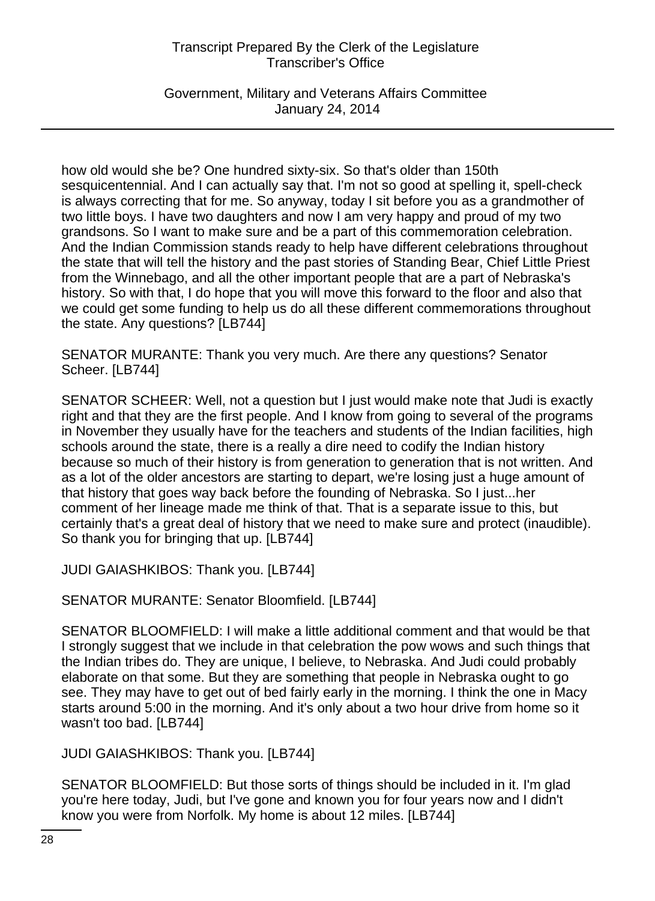how old would she be? One hundred sixty-six. So that's older than 150th sesquicentennial. And I can actually say that. I'm not so good at spelling it, spell-check is always correcting that for me. So anyway, today I sit before you as a grandmother of two little boys. I have two daughters and now I am very happy and proud of my two grandsons. So I want to make sure and be a part of this commemoration celebration. And the Indian Commission stands ready to help have different celebrations throughout the state that will tell the history and the past stories of Standing Bear, Chief Little Priest from the Winnebago, and all the other important people that are a part of Nebraska's history. So with that, I do hope that you will move this forward to the floor and also that we could get some funding to help us do all these different commemorations throughout the state. Any questions? [LB744]

SENATOR MURANTE: Thank you very much. Are there any questions? Senator Scheer. [LB744]

SENATOR SCHEER: Well, not a question but I just would make note that Judi is exactly right and that they are the first people. And I know from going to several of the programs in November they usually have for the teachers and students of the Indian facilities, high schools around the state, there is a really a dire need to codify the Indian history because so much of their history is from generation to generation that is not written. And as a lot of the older ancestors are starting to depart, we're losing just a huge amount of that history that goes way back before the founding of Nebraska. So I just...her comment of her lineage made me think of that. That is a separate issue to this, but certainly that's a great deal of history that we need to make sure and protect (inaudible). So thank you for bringing that up. [LB744]

JUDI GAIASHKIBOS: Thank you. [LB744]

SENATOR MURANTE: Senator Bloomfield. [LB744]

SENATOR BLOOMFIELD: I will make a little additional comment and that would be that I strongly suggest that we include in that celebration the pow wows and such things that the Indian tribes do. They are unique, I believe, to Nebraska. And Judi could probably elaborate on that some. But they are something that people in Nebraska ought to go see. They may have to get out of bed fairly early in the morning. I think the one in Macy starts around 5:00 in the morning. And it's only about a two hour drive from home so it wasn't too bad. [LB744]

JUDI GAIASHKIBOS: Thank you. [LB744]

SENATOR BLOOMFIELD: But those sorts of things should be included in it. I'm glad you're here today, Judi, but I've gone and known you for four years now and I didn't know you were from Norfolk. My home is about 12 miles. [LB744]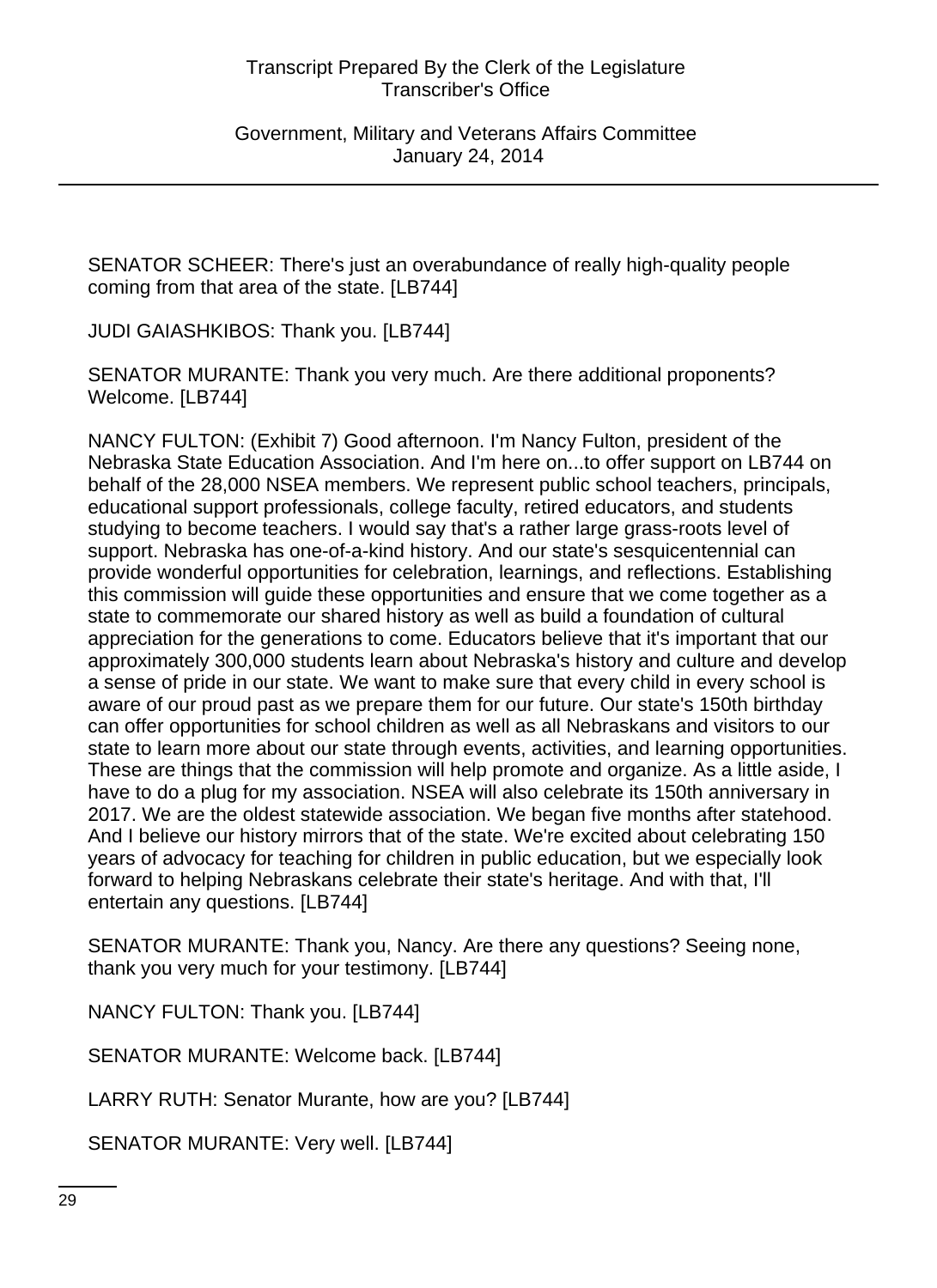SENATOR SCHEER: There's just an overabundance of really high-quality people coming from that area of the state. [LB744]

JUDI GAIASHKIBOS: Thank you. [LB744]

SENATOR MURANTE: Thank you very much. Are there additional proponents? Welcome. [LB744]

NANCY FULTON: (Exhibit 7) Good afternoon. I'm Nancy Fulton, president of the Nebraska State Education Association. And I'm here on...to offer support on LB744 on behalf of the 28,000 NSEA members. We represent public school teachers, principals, educational support professionals, college faculty, retired educators, and students studying to become teachers. I would say that's a rather large grass-roots level of support. Nebraska has one-of-a-kind history. And our state's sesquicentennial can provide wonderful opportunities for celebration, learnings, and reflections. Establishing this commission will guide these opportunities and ensure that we come together as a state to commemorate our shared history as well as build a foundation of cultural appreciation for the generations to come. Educators believe that it's important that our approximately 300,000 students learn about Nebraska's history and culture and develop a sense of pride in our state. We want to make sure that every child in every school is aware of our proud past as we prepare them for our future. Our state's 150th birthday can offer opportunities for school children as well as all Nebraskans and visitors to our state to learn more about our state through events, activities, and learning opportunities. These are things that the commission will help promote and organize. As a little aside, I have to do a plug for my association. NSEA will also celebrate its 150th anniversary in 2017. We are the oldest statewide association. We began five months after statehood. And I believe our history mirrors that of the state. We're excited about celebrating 150 years of advocacy for teaching for children in public education, but we especially look forward to helping Nebraskans celebrate their state's heritage. And with that, I'll entertain any questions. [LB744]

SENATOR MURANTE: Thank you, Nancy. Are there any questions? Seeing none, thank you very much for your testimony. [LB744]

NANCY FULTON: Thank you. [LB744]

SENATOR MURANTE: Welcome back. [LB744]

LARRY RUTH: Senator Murante, how are you? [LB744]

SENATOR MURANTE: Very well. [LB744]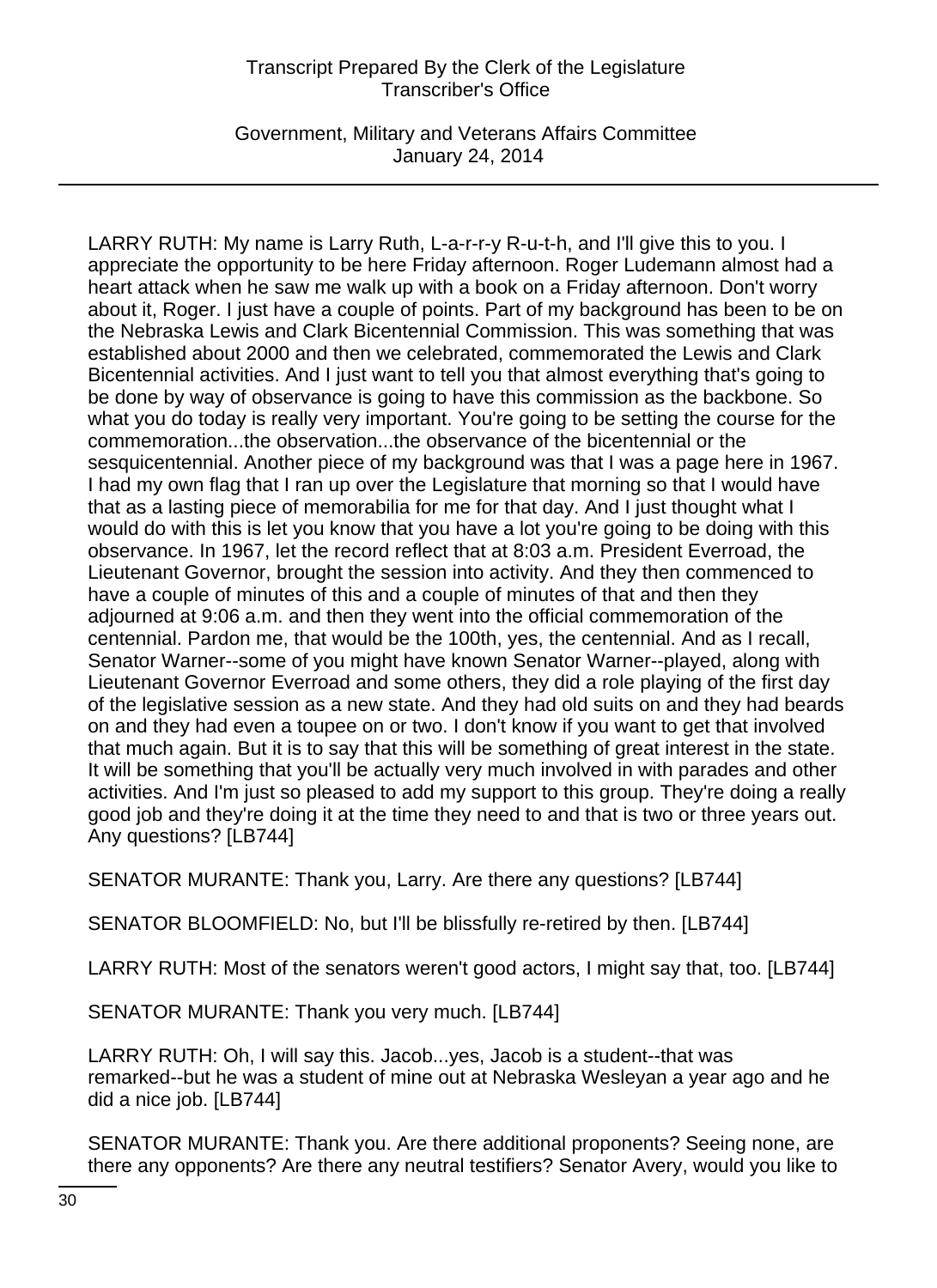LARRY RUTH: My name is Larry Ruth, L-a-r-r-y R-u-t-h, and I'll give this to you. I appreciate the opportunity to be here Friday afternoon. Roger Ludemann almost had a heart attack when he saw me walk up with a book on a Friday afternoon. Don't worry about it, Roger. I just have a couple of points. Part of my background has been to be on the Nebraska Lewis and Clark Bicentennial Commission. This was something that was established about 2000 and then we celebrated, commemorated the Lewis and Clark Bicentennial activities. And I just want to tell you that almost everything that's going to be done by way of observance is going to have this commission as the backbone. So what you do today is really very important. You're going to be setting the course for the commemoration...the observation...the observance of the bicentennial or the sesquicentennial. Another piece of my background was that I was a page here in 1967. I had my own flag that I ran up over the Legislature that morning so that I would have that as a lasting piece of memorabilia for me for that day. And I just thought what I would do with this is let you know that you have a lot you're going to be doing with this observance. In 1967, let the record reflect that at 8:03 a.m. President Everroad, the Lieutenant Governor, brought the session into activity. And they then commenced to have a couple of minutes of this and a couple of minutes of that and then they adjourned at 9:06 a.m. and then they went into the official commemoration of the centennial. Pardon me, that would be the 100th, yes, the centennial. And as I recall, Senator Warner--some of you might have known Senator Warner--played, along with Lieutenant Governor Everroad and some others, they did a role playing of the first day of the legislative session as a new state. And they had old suits on and they had beards on and they had even a toupee on or two. I don't know if you want to get that involved that much again. But it is to say that this will be something of great interest in the state. It will be something that you'll be actually very much involved in with parades and other activities. And I'm just so pleased to add my support to this group. They're doing a really good job and they're doing it at the time they need to and that is two or three years out. Any questions? [LB744]

SENATOR MURANTE: Thank you, Larry. Are there any questions? [LB744]

SENATOR BLOOMFIELD: No, but I'll be blissfully re-retired by then. [LB744]

LARRY RUTH: Most of the senators weren't good actors, I might say that, too. [LB744]

SENATOR MURANTE: Thank you very much. [LB744]

LARRY RUTH: Oh, I will say this. Jacob...yes, Jacob is a student--that was remarked--but he was a student of mine out at Nebraska Wesleyan a year ago and he did a nice job. [LB744]

SENATOR MURANTE: Thank you. Are there additional proponents? Seeing none, are there any opponents? Are there any neutral testifiers? Senator Avery, would you like to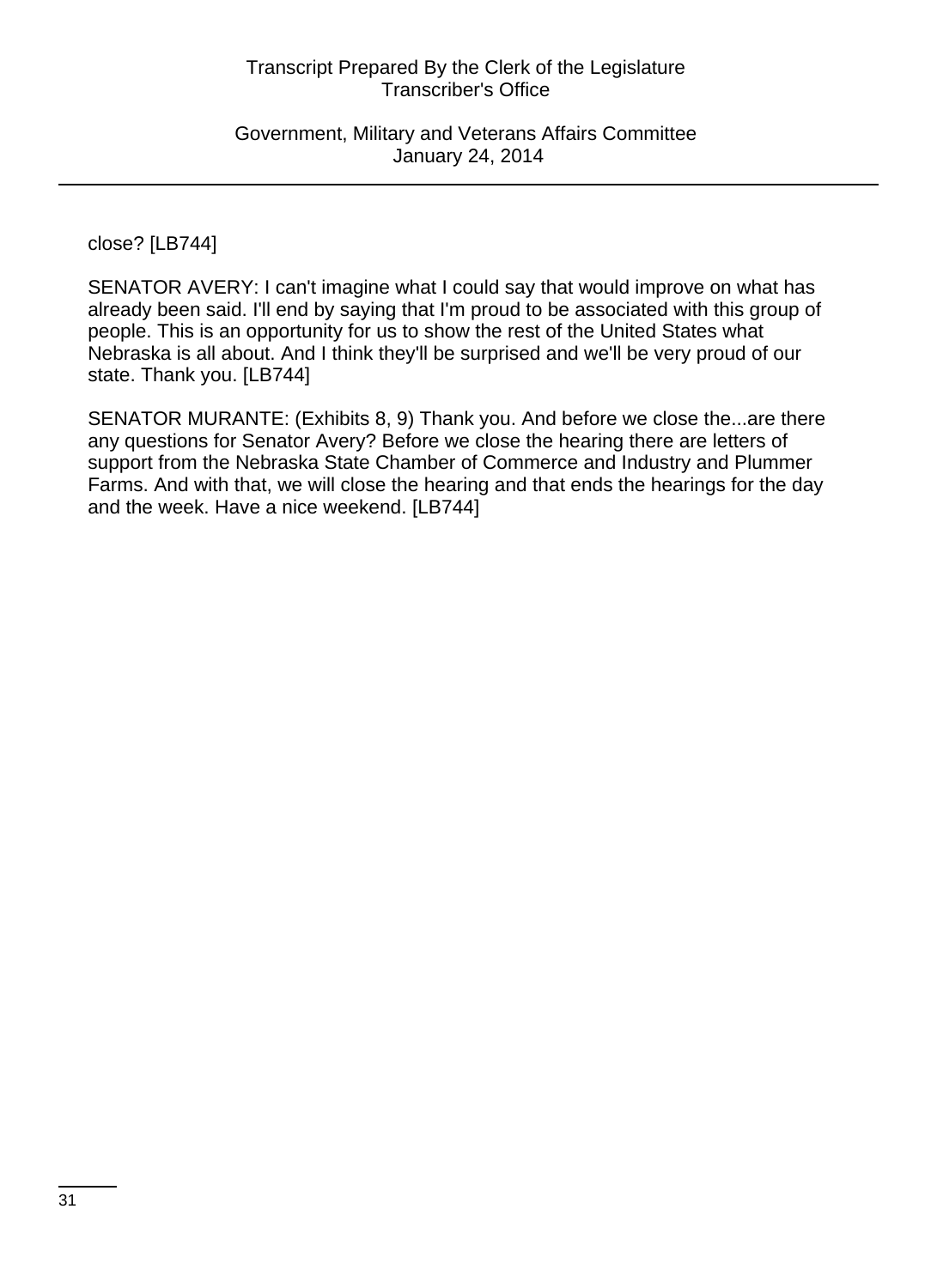close? [LB744]

SENATOR AVERY: I can't imagine what I could say that would improve on what has already been said. I'll end by saying that I'm proud to be associated with this group of people. This is an opportunity for us to show the rest of the United States what Nebraska is all about. And I think they'll be surprised and we'll be very proud of our state. Thank you. [LB744]

SENATOR MURANTE: (Exhibits 8, 9) Thank you. And before we close the...are there any questions for Senator Avery? Before we close the hearing there are letters of support from the Nebraska State Chamber of Commerce and Industry and Plummer Farms. And with that, we will close the hearing and that ends the hearings for the day and the week. Have a nice weekend. [LB744]